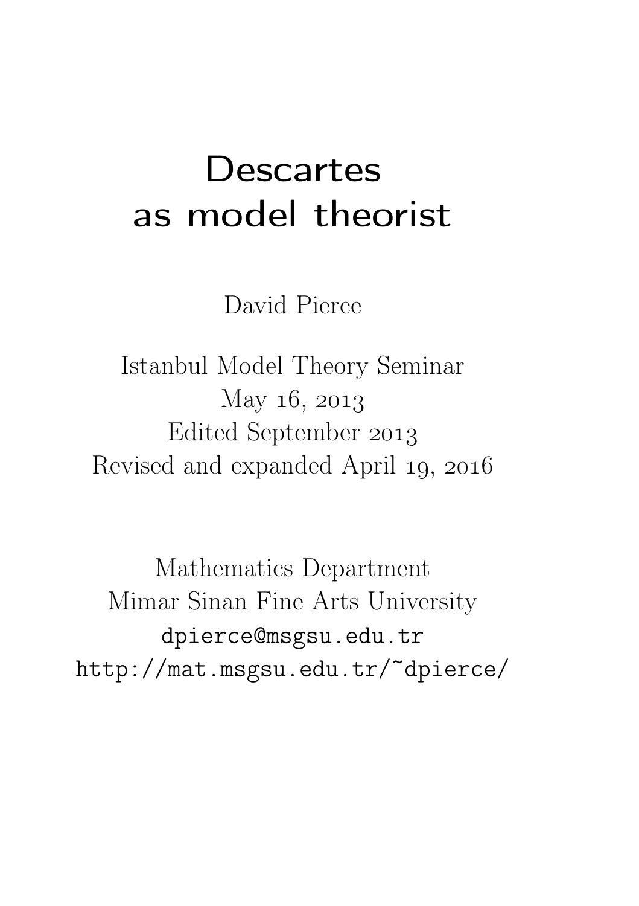# Descartes as model theorist

David Pierce

Istanbul Model Theory Seminar
May 16, 2013
Edited September 2013
Revised and expanded April 19, 2016

Mathematics Department
Mimar Sinan Fine Arts University
dpierce@msgsu.edu.tr
http://mat.msgsu.edu.tr/~dpierce/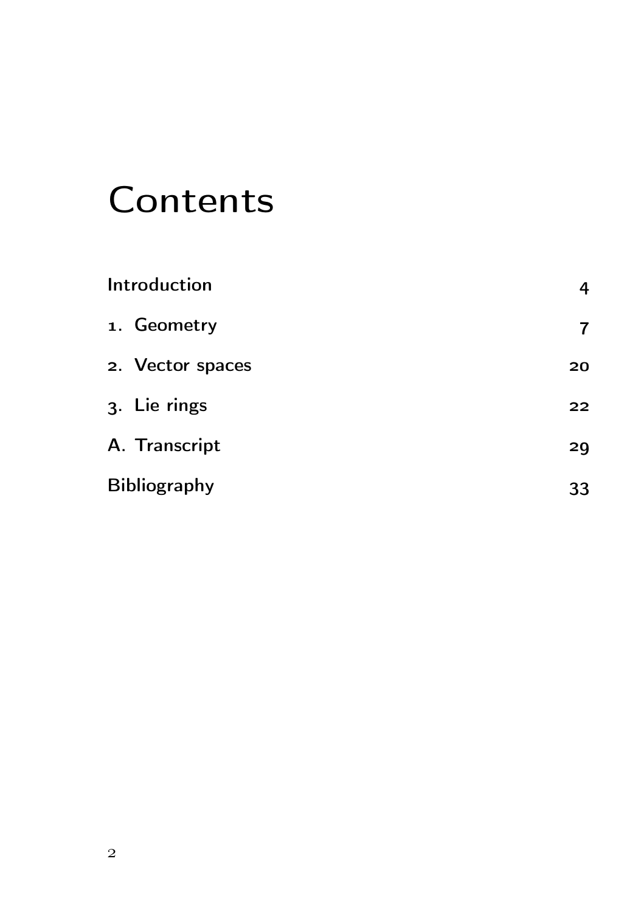# Contents

| | |
|---|---|
| Introduction | 4 |
| 1. Geometry | 7 |
| 2. Vector spaces | 20 |
| 3. Lie rings | 22 |
| A. Transcript | 29 |
| Bibliography | 33 |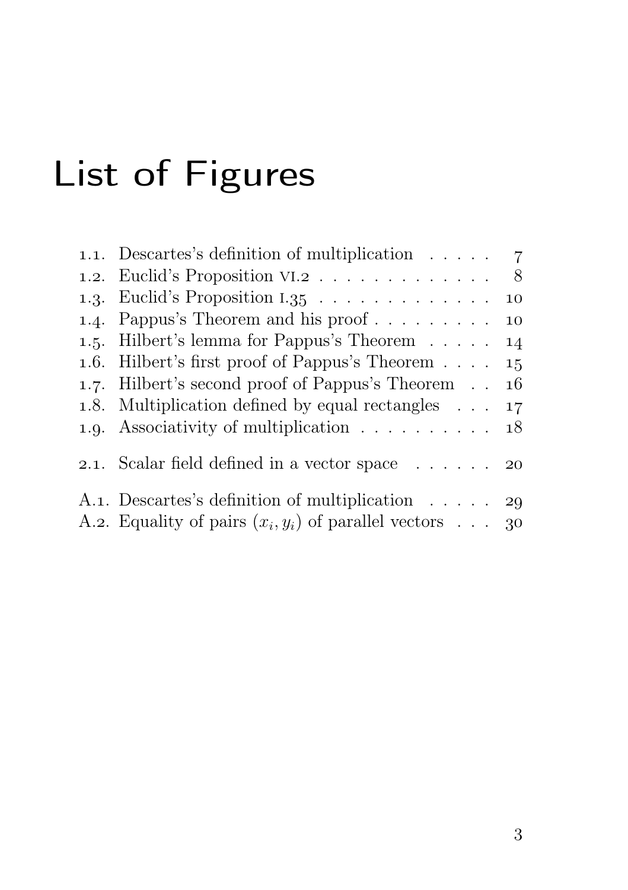# List of Figures

1.1. Descartes's definition of multiplication . . . . . 7
1.2. Euclid's Proposition VI.2 . . . . . . . . . . . . . 8
1.3. Euclid's Proposition I.35 . . . . . . . . . . . . . 10
1.4. Pappus's Theorem and his proof . . . . . . . . . 10
1.5. Hilbert's lemma for Pappus's Theorem . . . . . 14
1.6. Hilbert's first proof of Pappus's Theorem . . . . 15
1.7. Hilbert's second proof of Pappus's Theorem . . 16
1.8. Multiplication defined by equal rectangles . . . 17
1.9. Associativity of multiplication . . . . . . . . . . 18

2.1. Scalar field defined in a vector space . . . . . . 20

A.1. Descartes's definition of multiplication . . . . . 29
A.2. Equality of pairs $(x_i, y_i)$ of parallel vectors . . . 30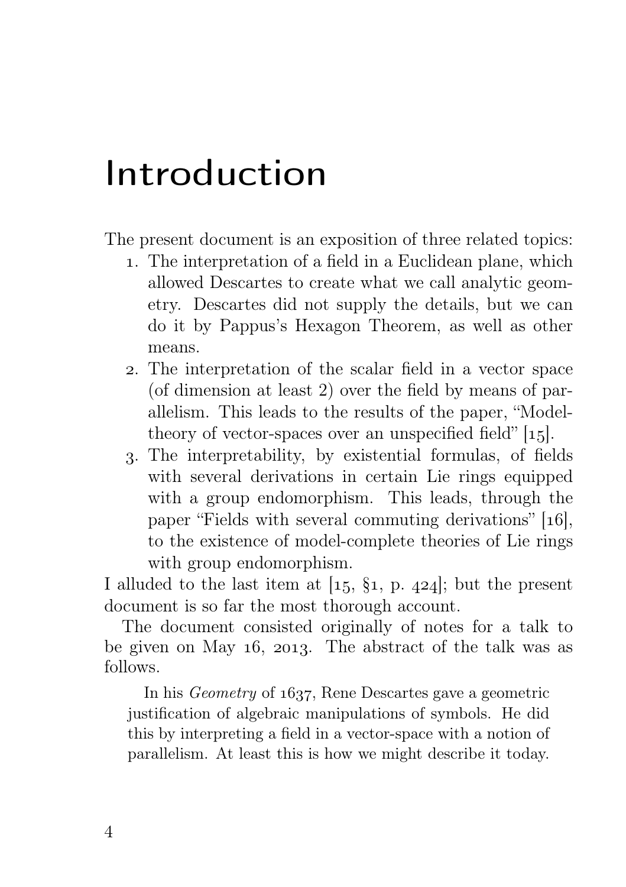# Introduction

The present document is an exposition of three related topics:

1. The interpretation of a field in a Euclidean plane, which allowed Descartes to create what we call analytic geometry. Descartes did not supply the details, but we can do it by Pappus's Hexagon Theorem, as well as other means.
2. The interpretation of the scalar field in a vector space (of dimension at least 2) over the field by means of parallelism. This leads to the results of the paper, "Model-theory of vector-spaces over an unspecified field" [15].
3. The interpretability, by existential formulas, of fields with several derivations in certain Lie rings equipped with a group endomorphism. This leads, through the paper "Fields with several commuting derivations" [16], to the existence of model-complete theories of Lie rings with group endomorphism.

I alluded to the last item at [15, §1, p. 424]; but the present document is so far the most thorough account.

The document consisted originally of notes for a talk to be given on May 16, 2013. The abstract of the talk was as follows.

> In his *Geometry* of 1637, Rene Descartes gave a geometric justification of algebraic manipulations of symbols. He did this by interpreting a field in a vector-space with a notion of parallelism. At least this is how we might describe it today.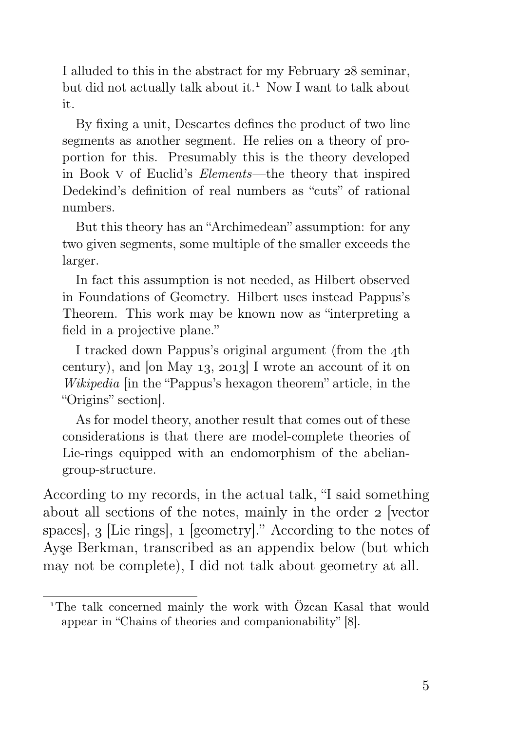> I alluded to this in the abstract for my February 28 seminar, but did not actually talk about it.[1] Now I want to talk about it.
>
> By fixing a unit, Descartes defines the product of two line segments as another segment. He relies on a theory of proportion for this. Presumably this is the theory developed in Book V of Euclid's *Elements*—the theory that inspired Dedekind's definition of real numbers as "cuts" of rational numbers.
>
> But this theory has an "Archimedean" assumption: for any two given segments, some multiple of the smaller exceeds the larger.
>
> In fact this assumption is not needed, as Hilbert observed in Foundations of Geometry. Hilbert uses instead Pappus's Theorem. This work may be known now as "interpreting a field in a projective plane."
>
> I tracked down Pappus's original argument (from the 4th century), and [on May 13, 2013] I wrote an account of it on *Wikipedia* [in the "Pappus's hexagon theorem" article, in the "Origins" section].
>
> As for model theory, another result that comes out of these considerations is that there are model-complete theories of Lie-rings equipped with an endomorphism of the abelian-group-structure.

According to my records, in the actual talk, "I said something about all sections of the notes, mainly in the order 2 [vector spaces], 3 [Lie rings], 1 [geometry]." According to the notes of Ayşe Berkman, transcribed as an appendix below (but which may not be complete), I did not talk about geometry at all.

[1] The talk concerned mainly the work with Özcan Kasal that would appear in "Chains of theories and companionability" [8].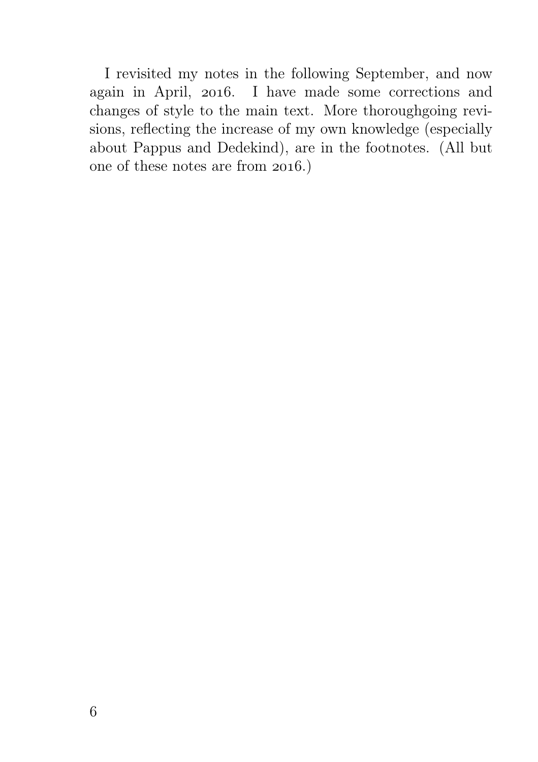I revisited my notes in the following September, and now again in April, 2016. I have made some corrections and changes of style to the main text. More thoroughgoing revisions, reflecting the increase of my own knowledge (especially about Pappus and Dedekind), are in the footnotes. (All but one of these notes are from 2016.)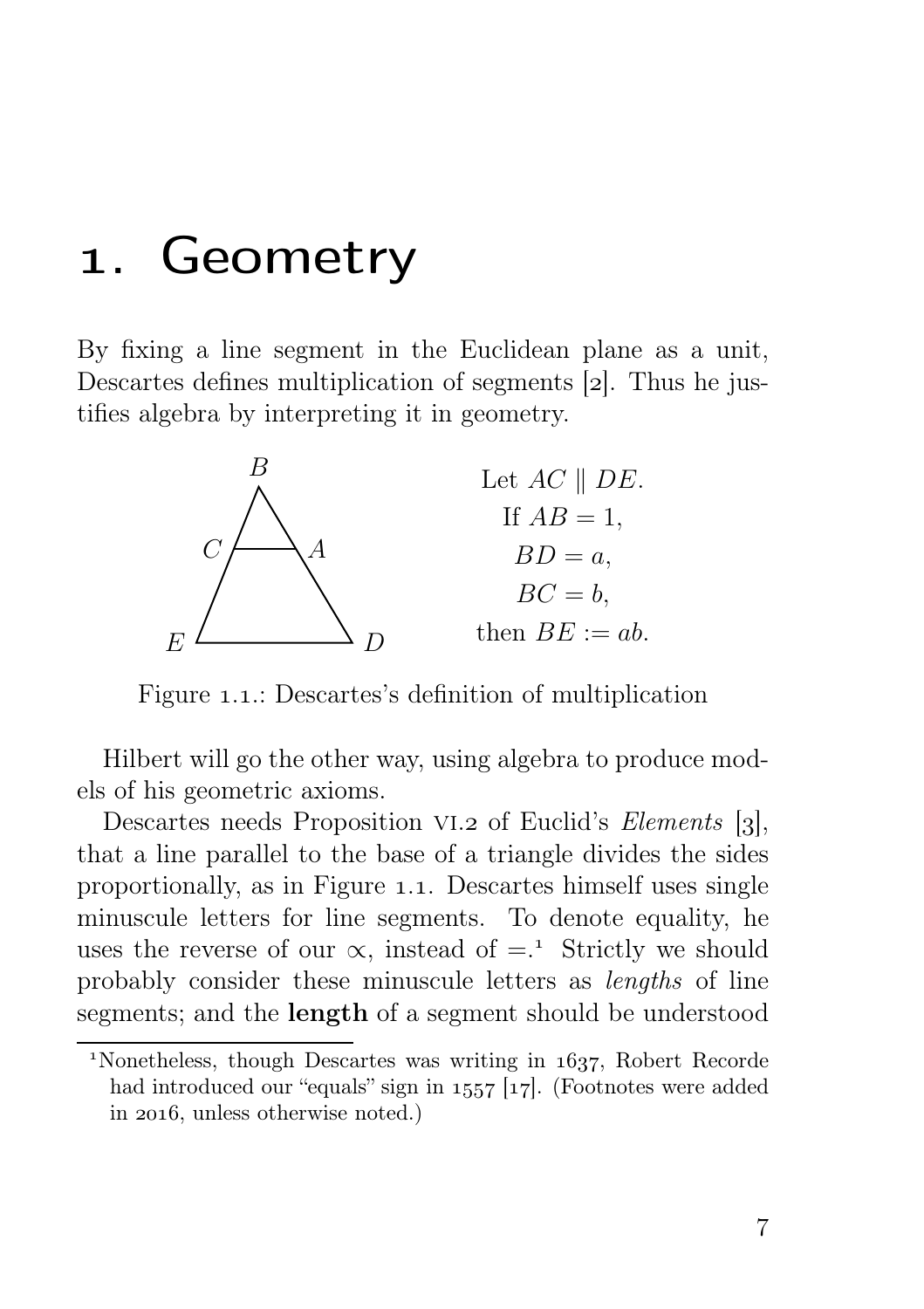# 1. Geometry

By fixing a line segment in the Euclidean plane as a unit, Descartes defines multiplication of segments [2]. Thus he justifies algebra by interpreting it in geometry.

Let $AC \parallel DE$.
If $AB = 1$,
$BD = a$,
$BC = b$,
then $BE := ab$.

Figure 1.1.: Descartes's definition of multiplication

Hilbert will go the other way, using algebra to produce models of his geometric axioms.

Descartes needs Proposition VI.2 of Euclid's *Elements* [3], that a line parallel to the base of a triangle divides the sides proportionally, as in Figure 1.1. Descartes himself uses single minuscule letters for line segments. To denote equality, he uses the reverse of our $\propto$, instead of $=$.[1] Strictly we should probably consider these minuscule letters as *lengths* of line segments; and the **length** of a segment should be understood

[1] Nonetheless, though Descartes was writing in 1637, Robert Recorde had introduced our "equals" sign in 1557 [17]. (Footnotes were added in 2016, unless otherwise noted.)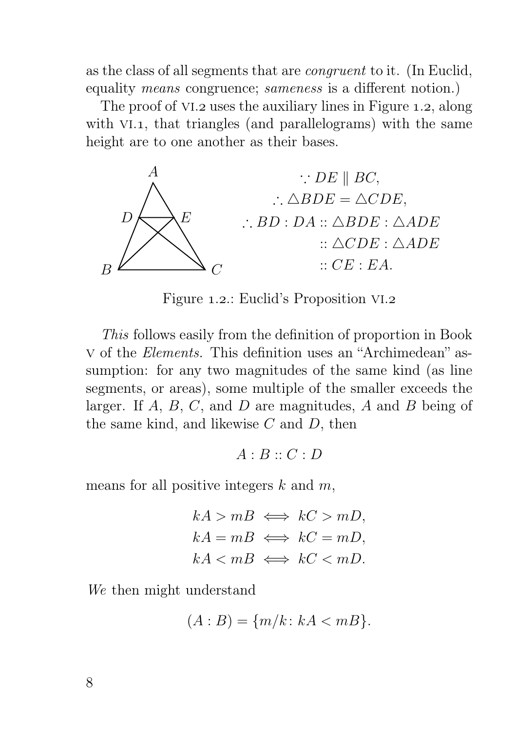as the class of all segments that are *congruent* to it. (In Euclid, equality *means* congruence; *sameness* is a different notion.)

The proof of VI.2 uses the auxiliary lines in Figure 1.2, along with VI.1, that triangles (and parallelograms) with the same height are to one another as their bases.

$$\begin{aligned}
&\because DE \parallel BC,\\
&\therefore \triangle BDE = \triangle CDE,\\
&\therefore BD : DA :: \triangle BDE : \triangle ADE\\
&\qquad :: \triangle CDE : \triangle ADE\\
&\qquad :: CE : EA.
\end{aligned}$$

Figure 1.2.: Euclid's Proposition VI.2

*This* follows easily from the definition of proportion in Book V of the *Elements.* This definition uses an "Archimedean" assumption: for any two magnitudes of the same kind (as line segments, or areas), some multiple of the smaller exceeds the larger. If $A$, $B$, $C$, and $D$ are magnitudes, $A$ and $B$ being of the same kind, and likewise $C$ and $D$, then

$$A : B :: C : D$$

means for all positive integers $k$ and $m$,

$$\begin{aligned}
kA > mB &\iff kC > mD,\\
kA = mB &\iff kC = mD,\\
kA < mB &\iff kC < mD.
\end{aligned}$$

*We* then might understand

$$(A : B) = \{m/k \colon kA < mB\}.$$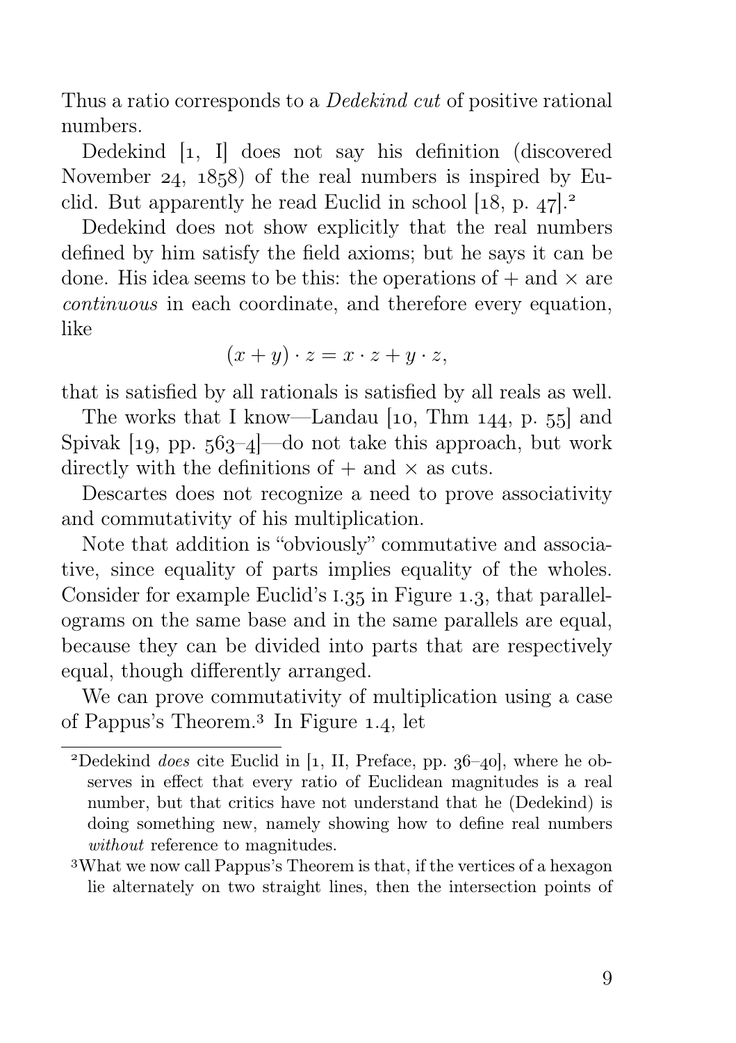Thus a ratio corresponds to a *Dedekind cut* of positive rational numbers.

Dedekind [1, I] does not say his definition (discovered November 24, 1858) of the real numbers is inspired by Euclid. But apparently he read Euclid in school [18, p. 47].[2]

Dedekind does not show explicitly that the real numbers defined by him satisfy the field axioms; but he says it can be done. His idea seems to be this: the operations of $+$ and $\times$ are *continuous* in each coordinate, and therefore every equation, like

$$(x+y)\cdot z = x\cdot z + y\cdot z,$$

that is satisfied by all rationals is satisfied by all reals as well.

The works that I know—Landau [10, Thm 144, p. 55] and Spivak [19, pp. 563–4]—do not take this approach, but work directly with the definitions of $+$ and $\times$ as cuts.

Descartes does not recognize a need to prove associativity and commutativity of his multiplication.

Note that addition is "obviously" commutative and associative, since equality of parts implies equality of the wholes. Consider for example Euclid's I.35 in Figure 1.3, that parallelograms on the same base and in the same parallels are equal, because they can be divided into parts that are respectively equal, though differently arranged.

We can prove commutativity of multiplication using a case of Pappus's Theorem.[3] In Figure 1.4, let

---

[2] Dedekind *does* cite Euclid in [1, II, Preface, pp. 36–40], where he observes in effect that every ratio of Euclidean magnitudes is a real number, but that critics have not understand that he (Dedekind) is doing something new, namely showing how to define real numbers *without* reference to magnitudes.

[3] What we now call Pappus's Theorem is that, if the vertices of a hexagon lie alternately on two straight lines, then the intersection points of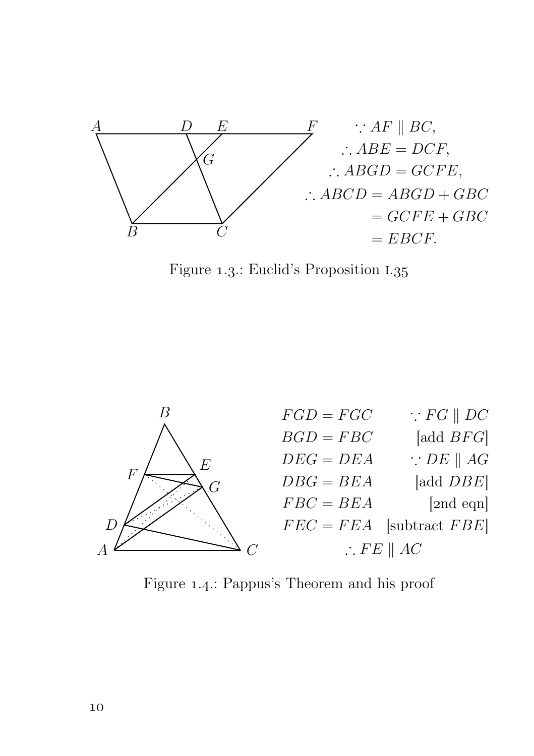$$\because AF \parallel BC,$$
$$\therefore ABE = DCF,$$
$$\therefore ABGD = GCFE,$$
$$\therefore ABCD = ABGD + GBC$$
$$= GCFE + GBC$$
$$= EBCF.$$

Figure 1.3.: Euclid's Proposition I.35

| | |
|---|---|
| $FGD = FGC$ | $\because FG \parallel DC$ |
| $BGD = FBC$ | [add $BFG$] |
| $DEG = DEA$ | $\because DE \parallel AG$ |
| $DBG = BEA$ | [add $DBE$] |
| $FBC = BEA$ | [2nd eqn] |
| $FEC = FEA$ | [subtract $FBE$] |
| $\therefore FE \parallel AC$ | |

Figure 1.4.: Pappus's Theorem and his proof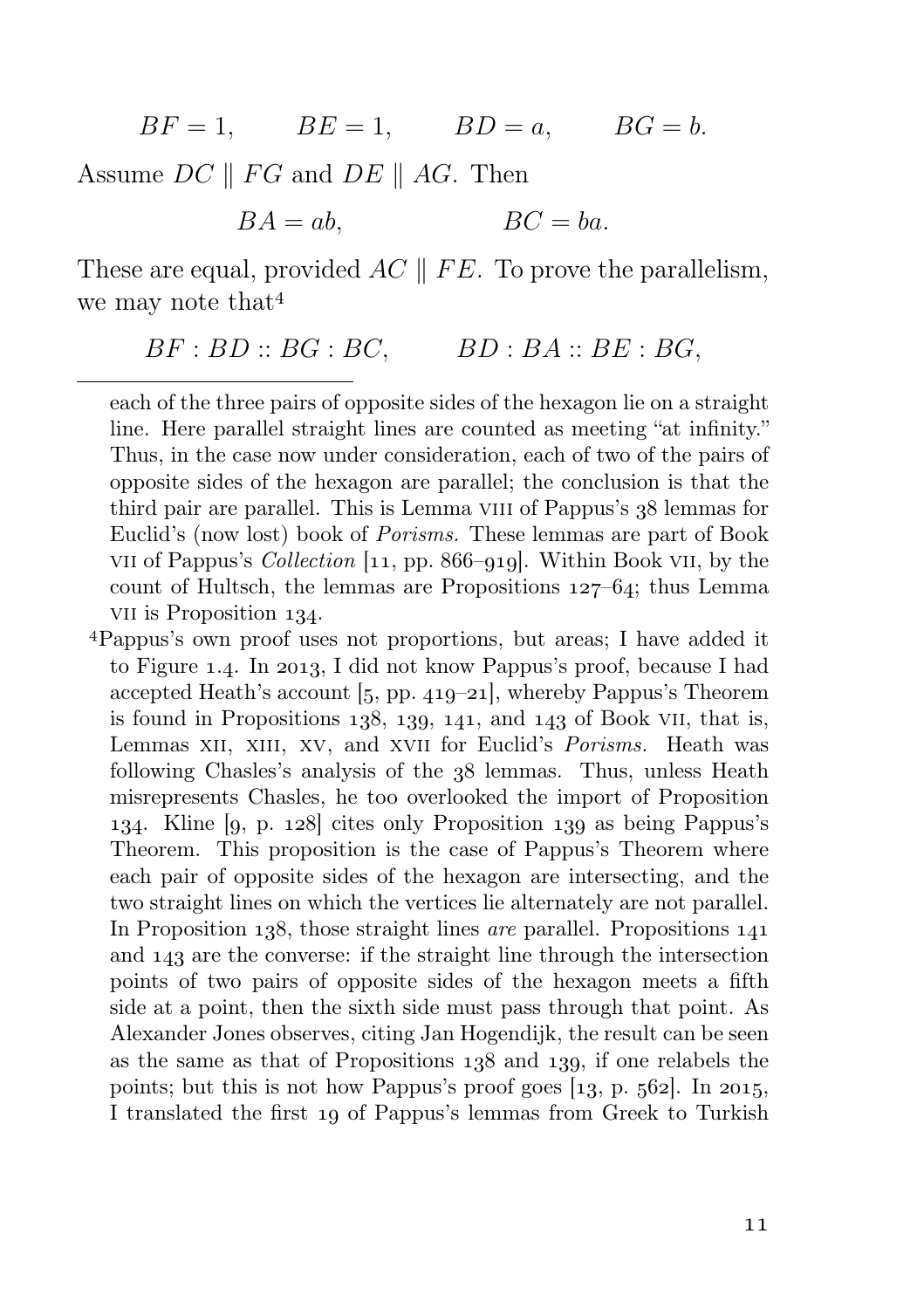$$BF = 1, \qquad BE = 1, \qquad BD = a, \qquad BG = b.$$

Assume $DC \parallel FG$ and $DE \parallel AG$. Then

$$BA = ab, \qquad\qquad BC = ba.$$

These are equal, provided $AC \parallel FE$. To prove the parallelism, we may note that[4]

$$BF : BD :: BG : BC, \qquad BD : BA :: BE : BG,$$

---

each of the three pairs of opposite sides of the hexagon lie on a straight line. Here parallel straight lines are counted as meeting "at infinity." Thus, in the case now under consideration, each of two of the pairs of opposite sides of the hexagon are parallel; the conclusion is that the third pair are parallel. This is Lemma VIII of Pappus's 38 lemmas for Euclid's (now lost) book of *Porisms.* These lemmas are part of Book VII of Pappus's *Collection* [11, pp. 866–919]. Within Book VII, by the count of Hultsch, the lemmas are Propositions 127–64; thus Lemma VII is Proposition 134.

[4] Pappus's own proof uses not proportions, but areas; I have added it to Figure 1.4. In 2013, I did not know Pappus's proof, because I had accepted Heath's account [5, pp. 419–21], whereby Pappus's Theorem is found in Propositions 138, 139, 141, and 143 of Book VII, that is, Lemmas XII, XIII, XV, and XVII for Euclid's *Porisms.* Heath was following Chasles's analysis of the 38 lemmas. Thus, unless Heath misrepresents Chasles, he too overlooked the import of Proposition 134. Kline [9, p. 128] cites only Proposition 139 as being Pappus's Theorem. This proposition is the case of Pappus's Theorem where each pair of opposite sides of the hexagon are intersecting, and the two straight lines on which the vertices lie alternately are not parallel. In Proposition 138, those straight lines *are* parallel. Propositions 141 and 143 are the converse: if the straight line through the intersection points of two pairs of opposite sides of the hexagon meets a fifth side at a point, then the sixth side must pass through that point. As Alexander Jones observes, citing Jan Hogendijk, the result can be seen as the same as that of Propositions 138 and 139, if one relabels the points; but this is not how Pappus's proof goes [13, p. 562]. In 2015, I translated the first 19 of Pappus's lemmas from Greek to Turkish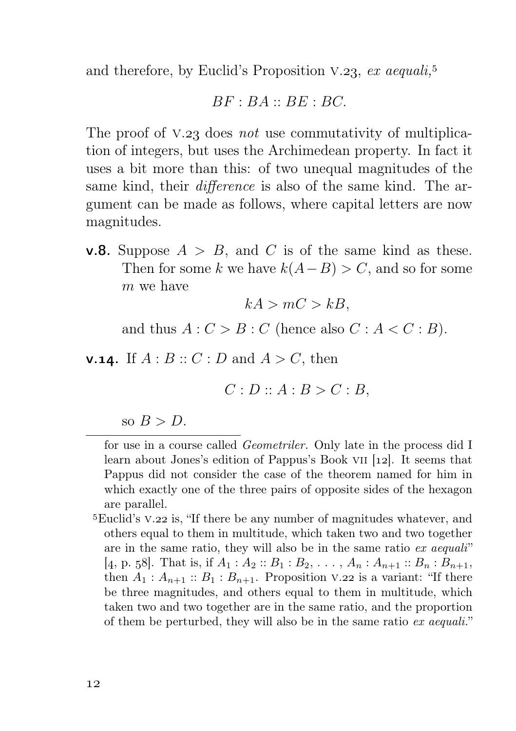and therefore, by Euclid's Proposition V.23, *ex aequali,*[5]

$$BF : BA :: BE : BC.$$

The proof of V.23 does *not* use commutativity of multiplication of integers, but uses the Archimedean property. In fact it uses a bit more than this: of two unequal magnitudes of the same kind, their *difference* is also of the same kind. The argument can be made as follows, where capital letters are now magnitudes.

**v.8.** Suppose $A > B$, and $C$ is of the same kind as these. Then for some $k$ we have $k(A - B) > C$, and so for some $m$ we have

$$kA > mC > kB,$$

and thus $A : C > B : C$ (hence also $C : A < C : B$).

**v.14.** If $A : B :: C : D$ and $A > C$, then

$$C : D :: A : B > C : B,$$

so $B > D$.

---

for use in a course called *Geometriler*. Only late in the process did I learn about Jones's edition of Pappus's Book VII [12]. It seems that Pappus did not consider the case of the theorem named for him in which exactly one of the three pairs of opposite sides of the hexagon are parallel.

[5]Euclid's V.22 is, "If there be any number of magnitudes whatever, and others equal to them in multitude, which taken two and two together are in the same ratio, they will also be in the same ratio *ex aequali*" [4, p. 58]. That is, if $A_1 : A_2 :: B_1 : B_2, \ldots, A_n : A_{n+1} :: B_n : B_{n+1}$, then $A_1 : A_{n+1} :: B_1 : B_{n+1}$. Proposition V.22 is a variant: "If there be three magnitudes, and others equal to them in multitude, which taken two and two together are in the same ratio, and the proportion of them be perturbed, they will also be in the same ratio *ex aequali*."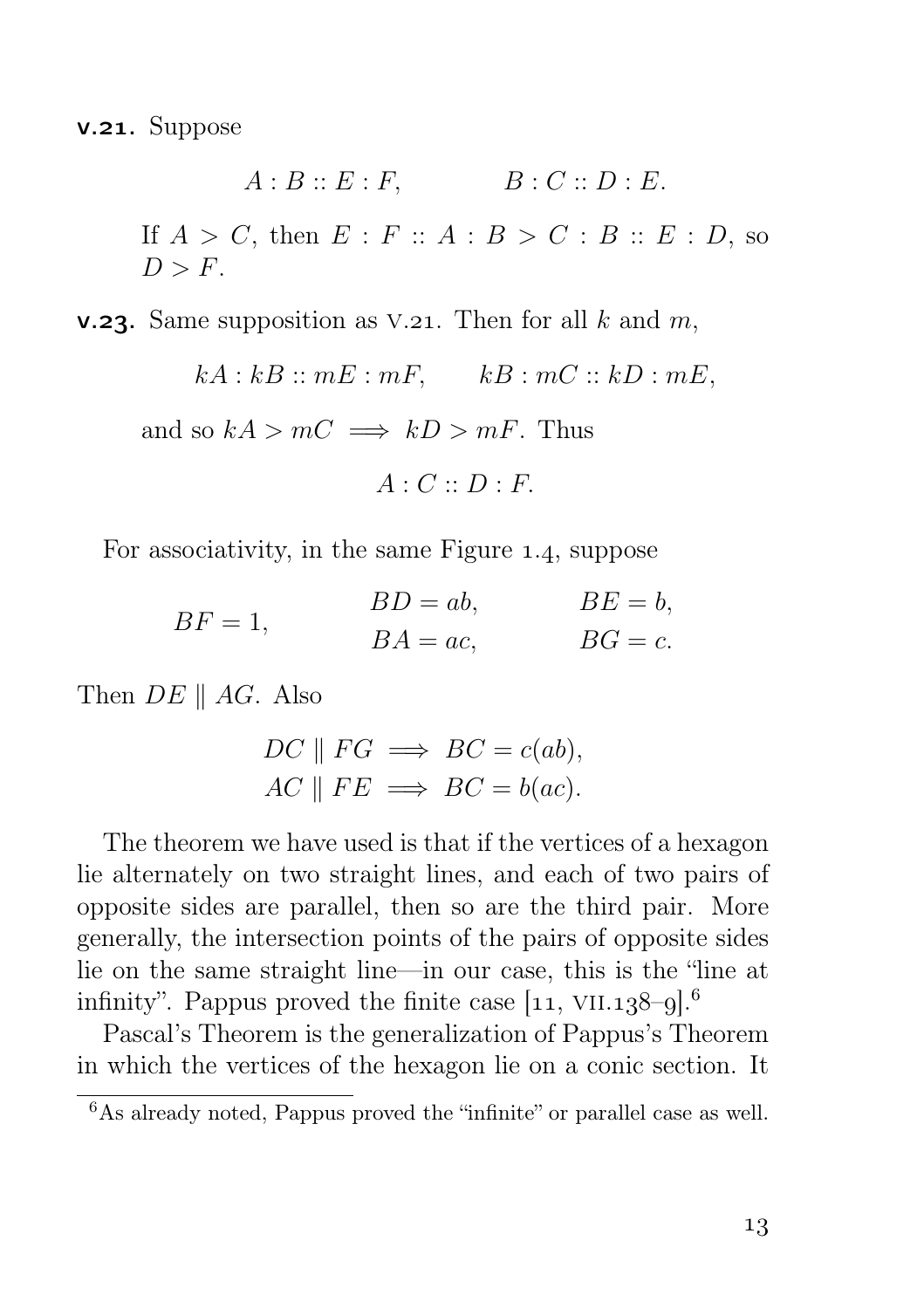**v.21.** Suppose

$$A : B :: E : F, \qquad B : C :: D : E.$$

If $A > C$, then $E : F :: A : B > C : B :: E : D$, so $D > F$.

**v.23.** Same supposition as v.21. Then for all $k$ and $m$,

$$kA : kB :: mE : mF, \qquad kB : mC :: kD : mE,$$

and so $kA > mC \implies kD > mF$. Thus

$$A : C :: D : F.$$

For associativity, in the same Figure 1.4, suppose

$$BF = 1, \qquad \begin{aligned} BD &= ab, & BE &= b, \\ BA &= ac, & BG &= c. \end{aligned}$$

Then $DE \parallel AG$. Also

$$\begin{aligned} DC \parallel FG &\implies BC = c(ab), \\ AC \parallel FE &\implies BC = b(ac). \end{aligned}$$

The theorem we have used is that if the vertices of a hexagon lie alternately on two straight lines, and each of two pairs of opposite sides are parallel, then so are the third pair. More generally, the intersection points of the pairs of opposite sides lie on the same straight line—in our case, this is the "line at infinity". Pappus proved the finite case [11, VII.138–9].[6]

Pascal's Theorem is the generalization of Pappus's Theorem in which the vertices of the hexagon lie on a conic section. It

[6] As already noted, Pappus proved the "infinite" or parallel case as well.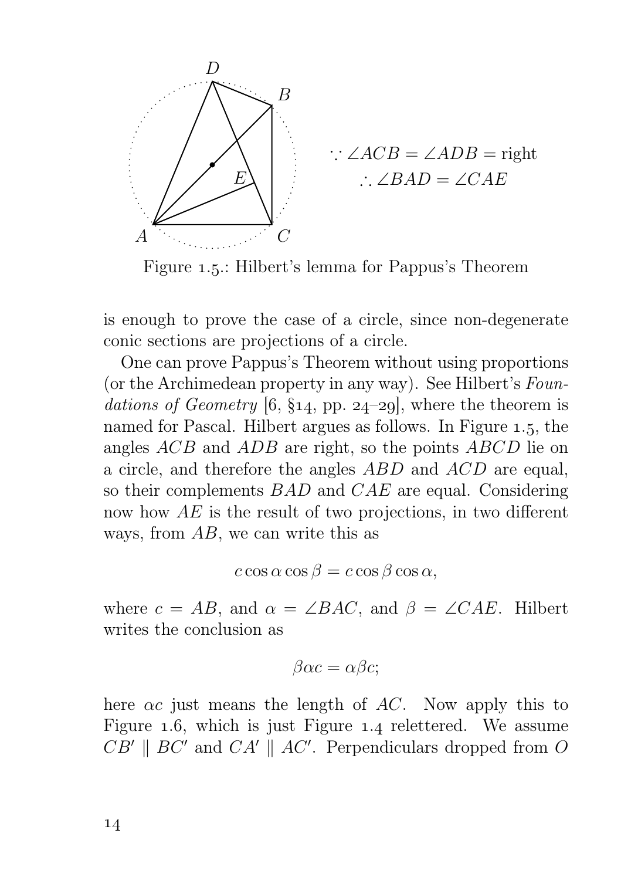$$\because \angle ACB = \angle ADB = \text{right}$$
$$\therefore \angle BAD = \angle CAE$$

Figure 1.5.: Hilbert's lemma for Pappus's Theorem

is enough to prove the case of a circle, since non-degenerate conic sections are projections of a circle.

One can prove Pappus's Theorem without using proportions (or the Archimedean property in any way). See Hilbert's *Foundations of Geometry* [6, §14, pp. 24–29], where the theorem is named for Pascal. Hilbert argues as follows. In Figure 1.5, the angles $ACB$ and $ADB$ are right, so the points $ABCD$ lie on a circle, and therefore the angles $ABD$ and $ACD$ are equal, so their complements $BAD$ and $CAE$ are equal. Considering now how $AE$ is the result of two projections, in two different ways, from $AB$, we can write this as

$$c \cos \alpha \cos \beta = c \cos \beta \cos \alpha,$$

where $c = AB$, and $\alpha = \angle BAC$, and $\beta = \angle CAE$. Hilbert writes the conclusion as

$$\beta\alpha c = \alpha\beta c;$$

here $\alpha c$ just means the length of $AC$. Now apply this to Figure 1.6, which is just Figure 1.4 relettered. We assume $CB' \parallel BC'$ and $CA' \parallel AC'$. Perpendiculars dropped from $O$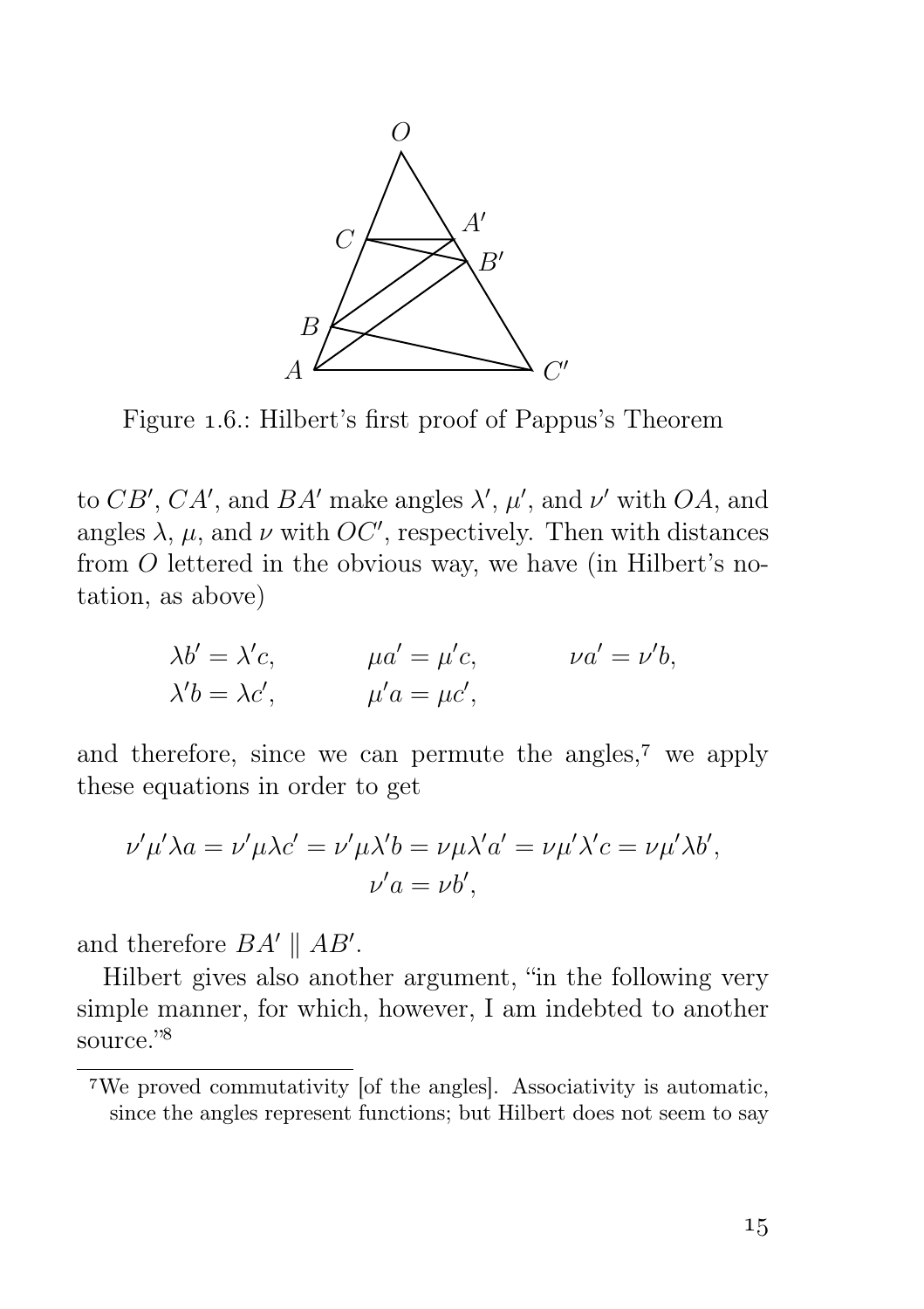Figure 1.6.: Hilbert's first proof of Pappus's Theorem

to $CB'$, $CA'$, and $BA'$ make angles $\lambda'$, $\mu'$, and $\nu'$ with $OA$, and angles $\lambda$, $\mu$, and $\nu$ with $OC'$, respectively. Then with distances from $O$ lettered in the obvious way, we have (in Hilbert's notation, as above)

$$\begin{aligned} &\lambda b' = \lambda' c, \qquad && \mu a' = \mu' c, \qquad && \nu a' = \nu' b, \\ &\lambda' b = \lambda c', && \mu' a = \mu c', && \end{aligned}$$

and therefore, since we can permute the angles,[7] we apply these equations in order to get

$$\nu'\mu'\lambda a = \nu'\mu\lambda c' = \nu'\mu\lambda' b = \nu\mu\lambda' a' = \nu\mu'\lambda' c = \nu\mu'\lambda b',$$
$$\nu' a = \nu b',$$

and therefore $BA' \parallel AB'$.

Hilbert gives also another argument, "in the following very simple manner, for which, however, I am indebted to another source."[8]

[7]We proved commutativity [of the angles]. Associativity is automatic, since the angles represent functions; but Hilbert does not seem to say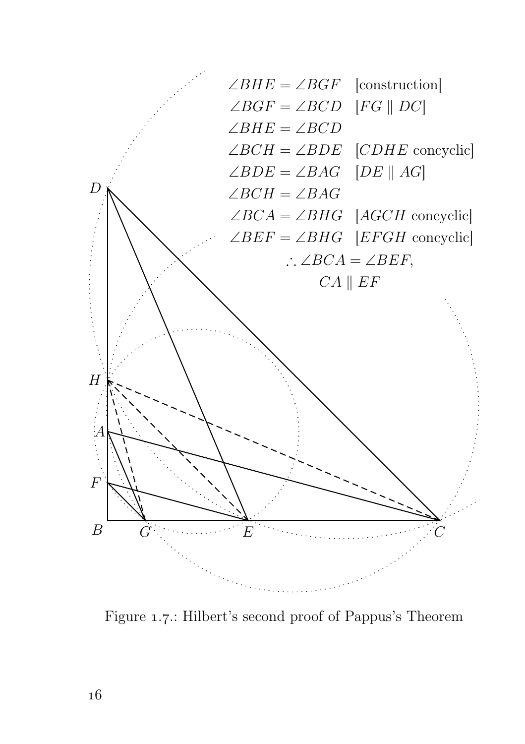$$
\begin{aligned}
\angle BHE &= \angle BGF && \text{[construction]}\\
\angle BGF &= \angle BCD && [FG \parallel DC]\\
\angle BHE &= \angle BCD &&\\
\angle BCH &= \angle BDE && [CDHE \text{ concyclic}]\\
\angle BDE &= \angle BAG && [DE \parallel AG]\\
\angle BCH &= \angle BAG &&\\
\angle BCA &= \angle BHG && [AGCH \text{ concyclic}]\\
\angle BEF &= \angle BHG && [EFGH \text{ concyclic}]
\end{aligned}
$$

$$
\therefore \angle BCA = \angle BEF,
$$

$$
CA \parallel EF
$$

Figure 1.7.: Hilbert's second proof of Pappus's Theorem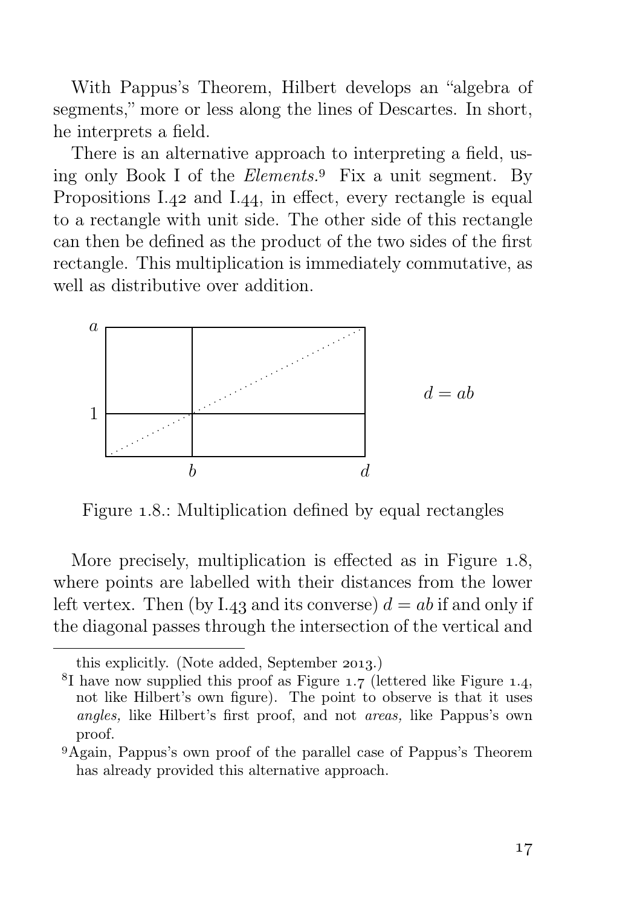With Pappus's Theorem, Hilbert develops an "algebra of segments," more or less along the lines of Descartes. In short, he interprets a field.

There is an alternative approach to interpreting a field, using only Book I of the *Elements*.[9] Fix a unit segment. By Propositions I.42 and I.44, in effect, every rectangle is equal to a rectangle with unit side. The other side of this rectangle can then be defined as the product of the two sides of the first rectangle. This multiplication is immediately commutative, as well as distributive over addition.

$a$, $1$, $b$, $d$ — $d = ab$

Figure 1.8.: Multiplication defined by equal rectangles

More precisely, multiplication is effected as in Figure 1.8, where points are labelled with their distances from the lower left vertex. Then (by I.43 and its converse) $d = ab$ if and only if the diagonal passes through the intersection of the vertical and

---

this explicitly. (Note added, September 2013.)

[8] I have now supplied this proof as Figure 1.7 (lettered like Figure 1.4, not like Hilbert's own figure). The point to observe is that it uses *angles,* like Hilbert's first proof, and not *areas,* like Pappus's own proof.

[9] Again, Pappus's own proof of the parallel case of Pappus's Theorem has already provided this alternative approach.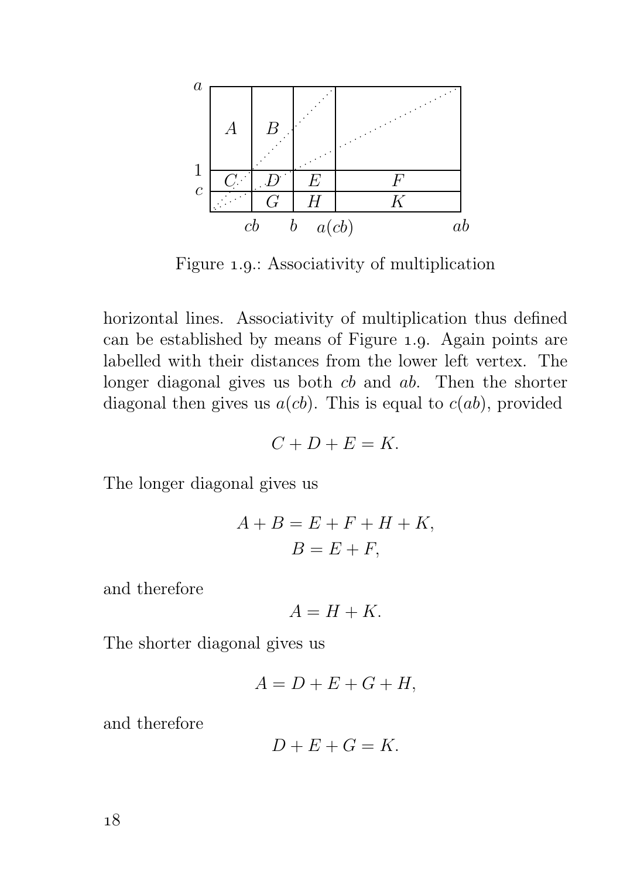Figure 1.9.: Associativity of multiplication

horizontal lines. Associativity of multiplication thus defined can be established by means of Figure 1.9. Again points are labelled with their distances from the lower left vertex. The longer diagonal gives us both $cb$ and $ab$. Then the shorter diagonal then gives us $a(cb)$. This is equal to $c(ab)$, provided

$$C + D + E = K.$$

The longer diagonal gives us

$$A + B = E + F + H + K,$$
$$B = E + F,$$

and therefore

$$A = H + K.$$

The shorter diagonal gives us

$$A = D + E + G + H,$$

and therefore

$$D + E + G = K.$$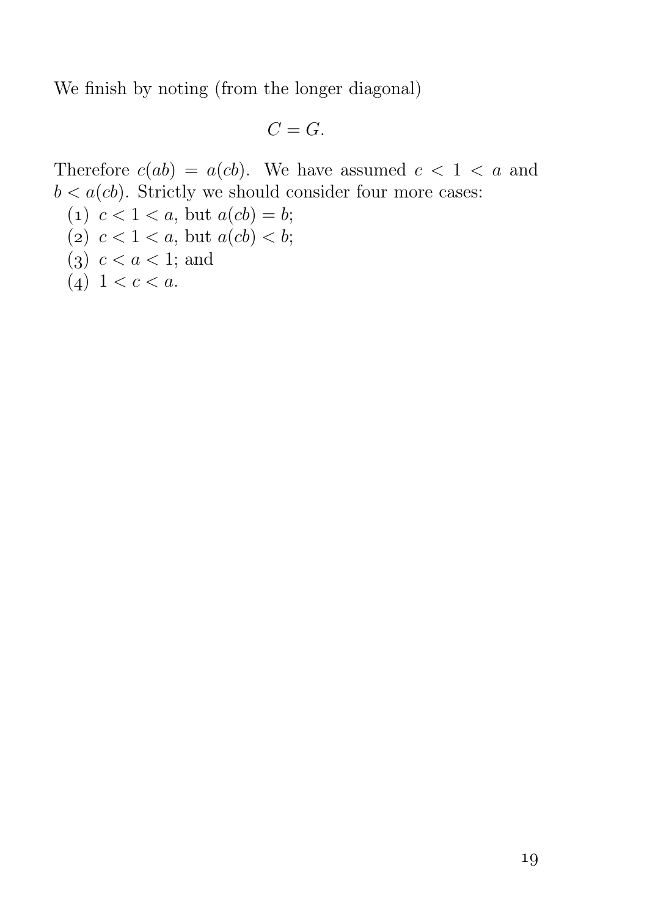We finish by noting (from the longer diagonal)

$$C = G.$$

Therefore $c(ab) = a(cb)$. We have assumed $c < 1 < a$ and $b < a(cb)$. Strictly we should consider four more cases:

(1) $c < 1 < a$, but $a(cb) = b$;
(2) $c < 1 < a$, but $a(cb) < b$;
(3) $c < a < 1$; and
(4) $1 < c < a$.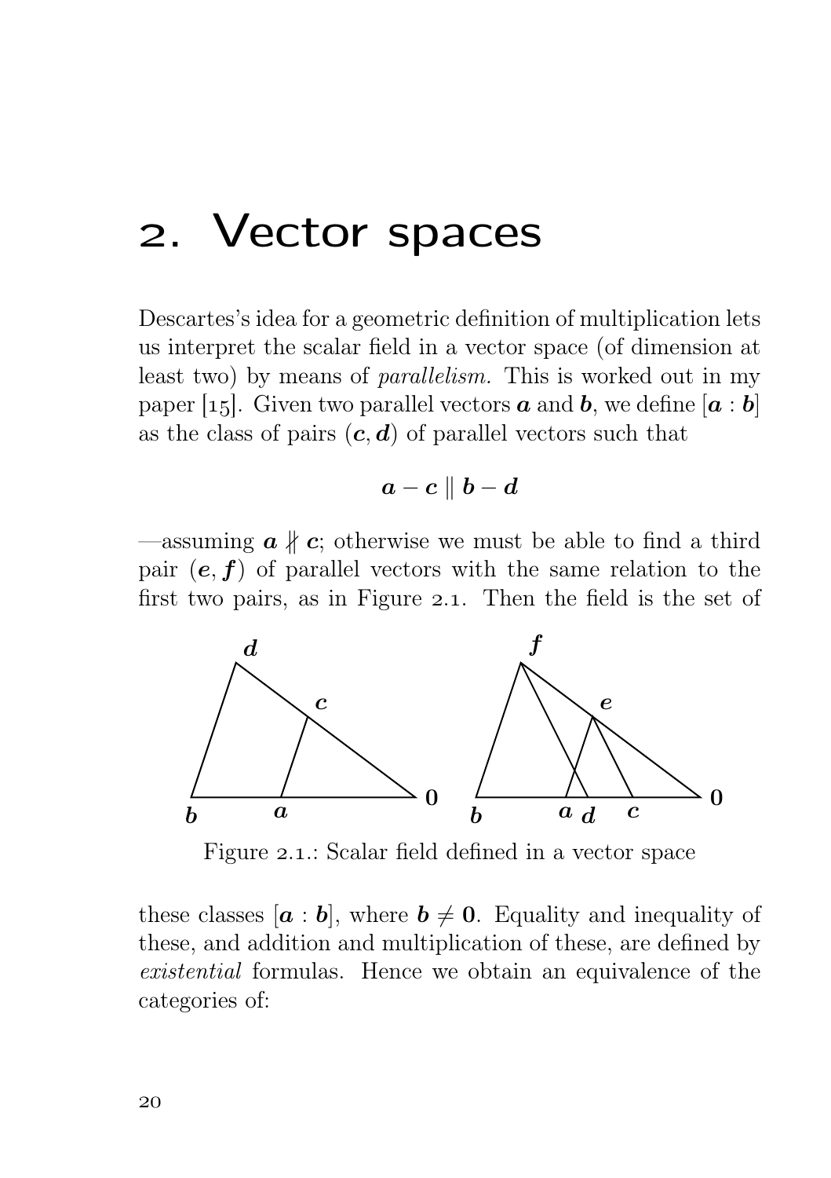# 2. Vector spaces

Descartes's idea for a geometric definition of multiplication lets us interpret the scalar field in a vector space (of dimension at least two) by means of *parallelism.* This is worked out in my paper [15]. Given two parallel vectors $\boldsymbol{a}$ and $\boldsymbol{b}$, we define $[\boldsymbol{a} : \boldsymbol{b}]$ as the class of pairs $(\boldsymbol{c}, \boldsymbol{d})$ of parallel vectors such that

$$\boldsymbol{a} - \boldsymbol{c} \parallel \boldsymbol{b} - \boldsymbol{d}$$

—assuming $\boldsymbol{a} \nparallel \boldsymbol{c}$; otherwise we must be able to find a third pair $(\boldsymbol{e}, \boldsymbol{f})$ of parallel vectors with the same relation to the first two pairs, as in Figure 2.1. Then the field is the set of these classes $[\boldsymbol{a} : \boldsymbol{b}]$, where $\boldsymbol{b} \neq \boldsymbol{0}$. Equality and inequality of these, and addition and multiplication of these, are defined by *existential* formulas. Hence we obtain an equivalence of the categories of:

Figure 2.1.: Scalar field defined in a vector space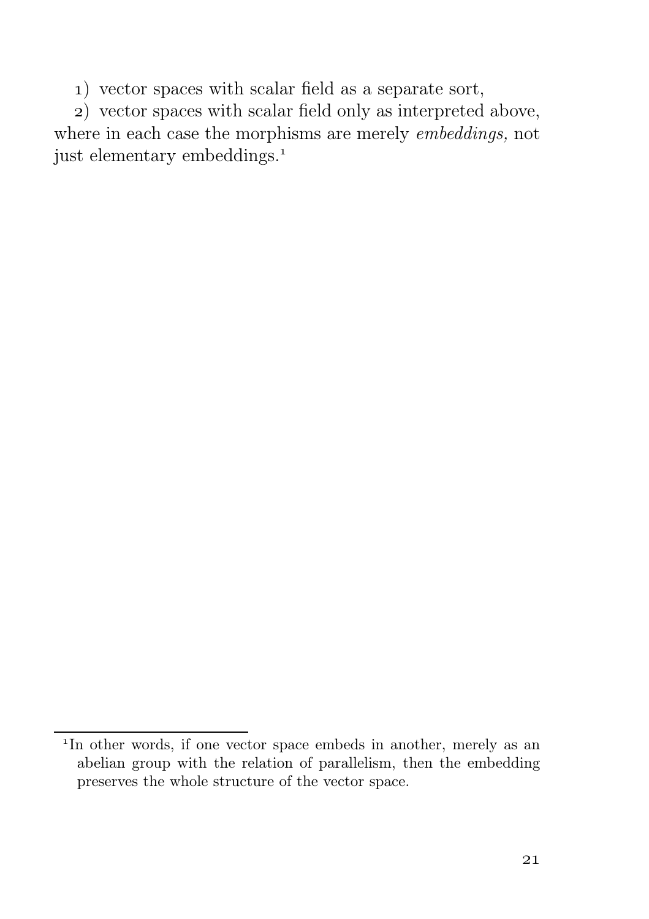1) vector spaces with scalar field as a separate sort,

2) vector spaces with scalar field only as interpreted above, where in each case the morphisms are merely *embeddings,* not just elementary embeddings.[1]

---

[1] In other words, if one vector space embeds in another, merely as an abelian group with the relation of parallelism, then the embedding preserves the whole structure of the vector space.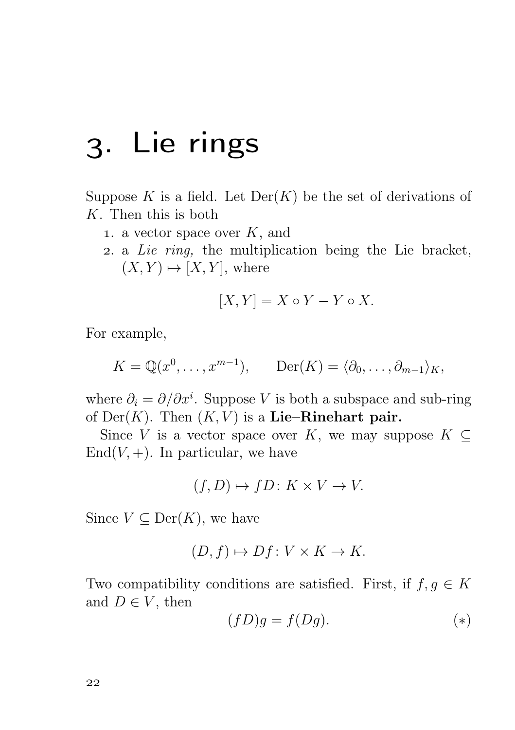# 3. Lie rings

Suppose $K$ is a field. Let $\mathrm{Der}(K)$ be the set of derivations of $K$. Then this is both

1. a vector space over $K$, and
2. a *Lie ring,* the multiplication being the Lie bracket, $(X, Y) \mapsto [X, Y]$, where

$$[X, Y] = X \circ Y - Y \circ X.$$

For example,

$$K = \mathbb{Q}(x^0, \dots, x^{m-1}), \qquad \mathrm{Der}(K) = \langle \partial_0, \dots, \partial_{m-1} \rangle_K,$$

where $\partial_i = \partial/\partial x^i$. Suppose $V$ is both a subspace and sub-ring of $\mathrm{Der}(K)$. Then $(K, V)$ is a **Lie–Rinehart pair.**

Since $V$ is a vector space over $K$, we may suppose $K \subseteq \mathrm{End}(V, +)$. In particular, we have

$$(f, D) \mapsto fD \colon K \times V \to V.$$

Since $V \subseteq \mathrm{Der}(K)$, we have

$$(D, f) \mapsto Df \colon V \times K \to K.$$

Two compatibility conditions are satisfied. First, if $f, g \in K$ and $D \in V$, then

$$(fD)g = f(Dg). \tag{$*$}$$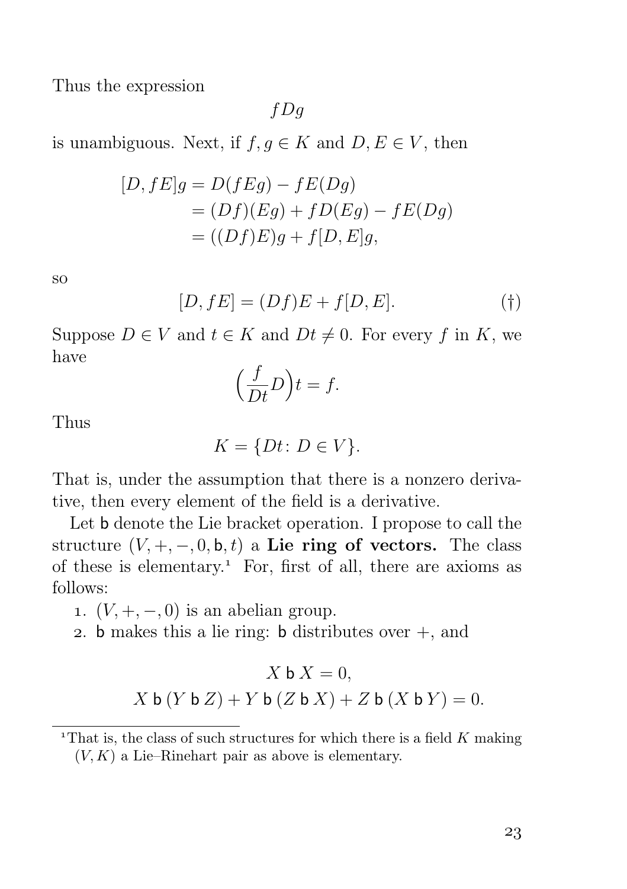Thus the expression

$$fDg$$

is unambiguous. Next, if $f, g \in K$ and $D, E \in V$, then

$$\begin{aligned}
[D, fE]g &= D(fEg) - fE(Dg) \\
&= (Df)(Eg) + fD(Eg) - fE(Dg) \\
&= ((Df)E)g + f[D, E]g,
\end{aligned}$$

so

$$[D, fE] = (Df)E + f[D, E]. \tag{†}$$

Suppose $D \in V$ and $t \in K$ and $Dt \neq 0$. For every $f$ in $K$, we have

$$\Big(\frac{f}{Dt}D\Big)t = f.$$

Thus

$$K = \{Dt \colon D \in V\}.$$

That is, under the assumption that there is a nonzero derivative, then every element of the field is a derivative.

Let $\mathsf{b}$ denote the Lie bracket operation. I propose to call the structure $(V, +, -, 0, \mathsf{b}, t)$ a **Lie ring of vectors.** The class of these is elementary.[1] For, first of all, there are axioms as follows:

1. $(V, +, -, 0)$ is an abelian group.
2. $\mathsf{b}$ makes this a lie ring: $\mathsf{b}$ distributes over $+$, and

$$X \mathbin{\mathsf{b}} X = 0,$$
$$X \mathbin{\mathsf{b}} (Y \mathbin{\mathsf{b}} Z) + Y \mathbin{\mathsf{b}} (Z \mathbin{\mathsf{b}} X) + Z \mathbin{\mathsf{b}} (X \mathbin{\mathsf{b}} Y) = 0.$$

[1] That is, the class of such structures for which there is a field $K$ making $(V, K)$ a Lie–Rinehart pair as above is elementary.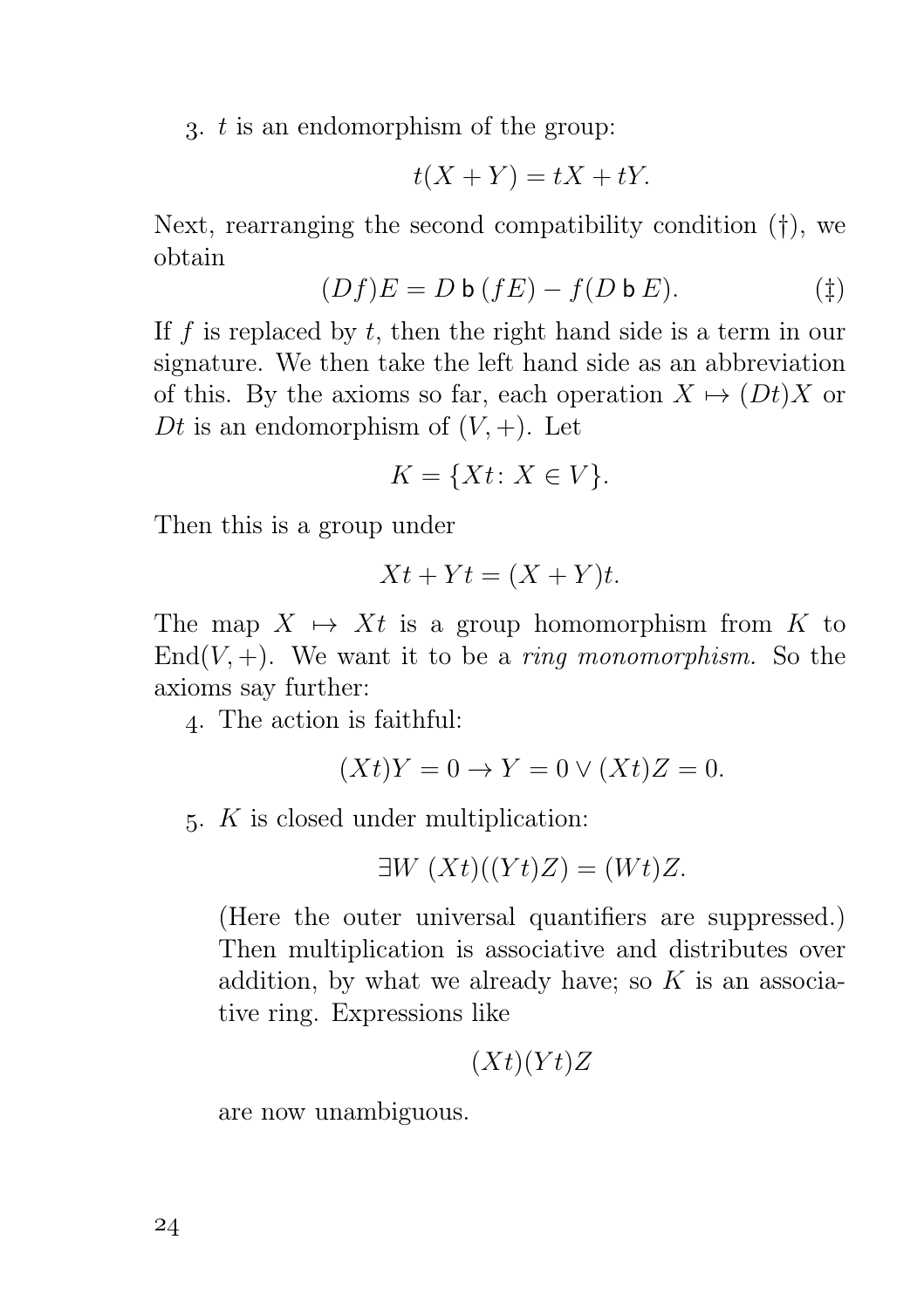3. $t$ is an endomorphism of the group:

$$t(X+Y) = tX + tY.$$

Next, rearranging the second compatibility condition (†), we obtain

$$(Df)E = D \mathsf{b}\,(fE) - f(D \mathsf{b}\, E). \tag{‡}$$

If $f$ is replaced by $t$, then the right hand side is a term in our signature. We then take the left hand side as an abbreviation of this. By the axioms so far, each operation $X \mapsto (Dt)X$ or $Dt$ is an endomorphism of $(V,+)$. Let

$$K = \{Xt \colon X \in V\}.$$

Then this is a group under

$$Xt + Yt = (X+Y)t.$$

The map $X \mapsto Xt$ is a group homomorphism from $K$ to $\mathrm{End}(V,+)$. We want it to be a *ring monomorphism.* So the axioms say further:

4. The action is faithful:

$$(Xt)Y = 0 \to Y = 0 \vee (Xt)Z = 0.$$

5. $K$ is closed under multiplication:

$$\exists W\ (Xt)((Yt)Z) = (Wt)Z.$$

(Here the outer universal quantifiers are suppressed.) Then multiplication is associative and distributes over addition, by what we already have; so $K$ is an associative ring. Expressions like

$$(Xt)(Yt)Z$$

are now unambiguous.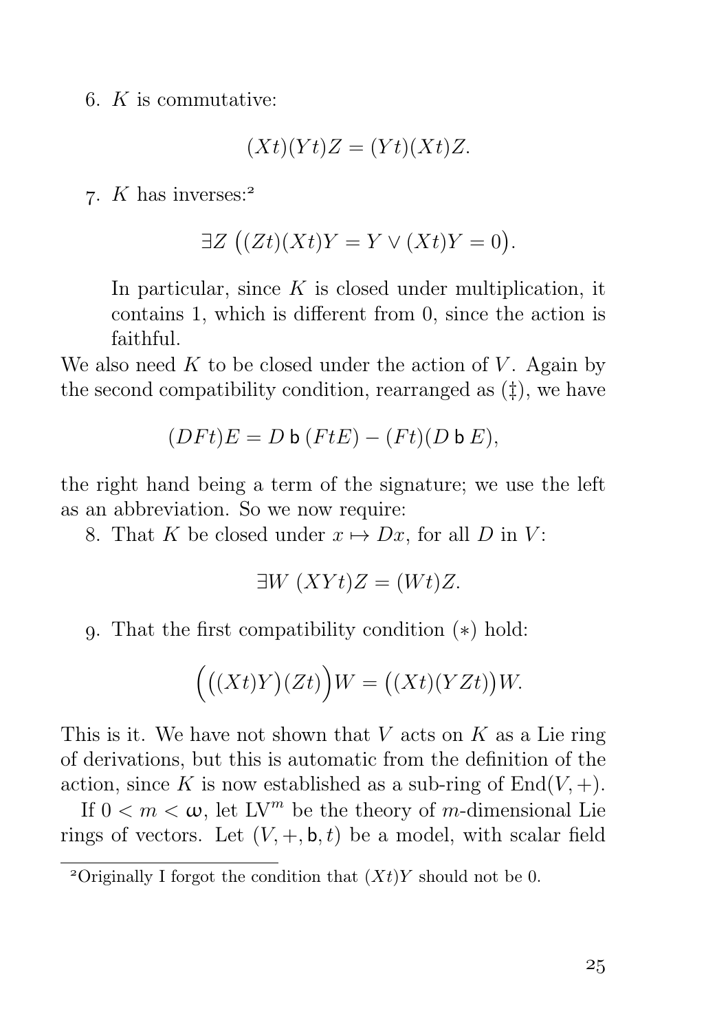6. $K$ is commutative:

$$(Xt)(Yt)Z = (Yt)(Xt)Z.$$

7. $K$ has inverses:[2]

$$\exists Z\ \big((Zt)(Xt)Y = Y \lor (Xt)Y = 0\big).$$

   In particular, since $K$ is closed under multiplication, it contains 1, which is different from 0, since the action is faithful.

We also need $K$ to be closed under the action of $V$. Again by the second compatibility condition, rearranged as (‡), we have

$$(DFt)E = D \mathsf{b} (FtE) - (Ft)(D \mathsf{b} E),$$

the right hand being a term of the signature; we use the left as an abbreviation. So we now require:

8. That $K$ be closed under $x \mapsto Dx$, for all $D$ in $V$:

$$\exists W\ (XYt)Z = (Wt)Z.$$

9. That the first compatibility condition $(*)$ hold:

$$\Big(\big((Xt)Y\big)(Zt)\Big)W = \big((Xt)(YZt)\big)W.$$

This is it. We have not shown that $V$ acts on $K$ as a Lie ring of derivations, but this is automatic from the definition of the action, since $K$ is now established as a sub-ring of $\mathrm{End}(V, +)$.

If $0 < m < \omega$, let $\mathrm{LV}^m$ be the theory of $m$-dimensional Lie rings of vectors. Let $(V, +, \mathsf{b}, t)$ be a model, with scalar field

[2] Originally I forgot the condition that $(Xt)Y$ should not be 0.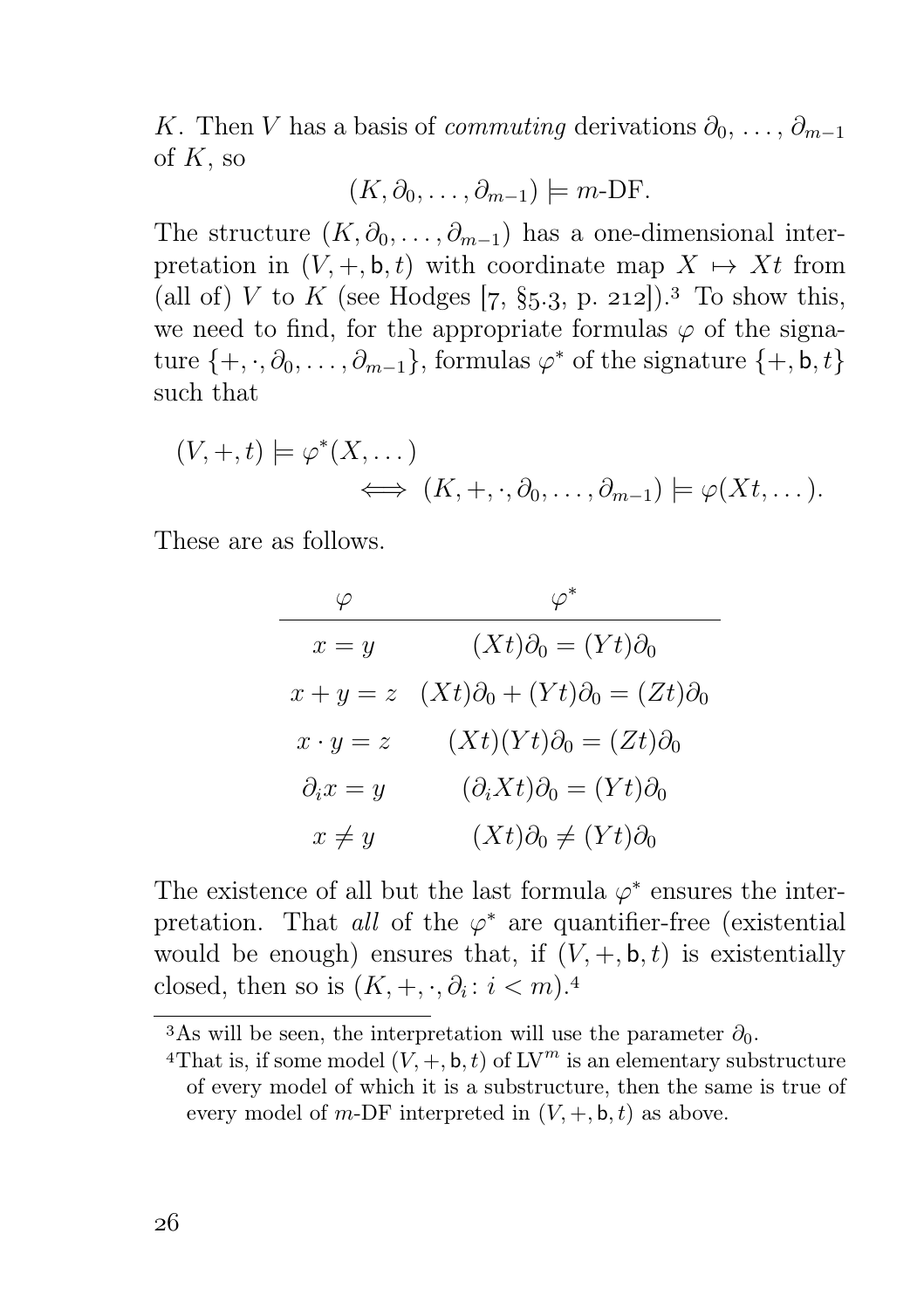$K$. Then $V$ has a basis of *commuting* derivations $\partial_0, \dots, \partial_{m-1}$ of $K$, so

$$(K, \partial_0, \dots, \partial_{m-1}) \models m\text{-DF}.$$

The structure $(K, \partial_0, \dots, \partial_{m-1})$ has a one-dimensional interpretation in $(V, +, \mathsf{b}, t)$ with coordinate map $X \mapsto Xt$ from (all of) $V$ to $K$ (see Hodges [7, §5.3, p. 212]).[3] To show this, we need to find, for the appropriate formulas $\varphi$ of the signature $\{+, \cdot, \partial_0, \dots, \partial_{m-1}\}$, formulas $\varphi^*$ of the signature $\{+, \mathsf{b}, t\}$ such that

$$(V, +, t) \models \varphi^*(X, \dots) \iff (K, +, \cdot, \partial_0, \dots, \partial_{m-1}) \models \varphi(Xt, \dots).$$

These are as follows.

| $\varphi$ | $\varphi^*$ |
|---|---|
| $x = y$ | $(Xt)\partial_0 = (Yt)\partial_0$ |
| $x + y = z$ | $(Xt)\partial_0 + (Yt)\partial_0 = (Zt)\partial_0$ |
| $x \cdot y = z$ | $(Xt)(Yt)\partial_0 = (Zt)\partial_0$ |
| $\partial_i x = y$ | $(\partial_i Xt)\partial_0 = (Yt)\partial_0$ |
| $x \neq y$ | $(Xt)\partial_0 \neq (Yt)\partial_0$ |

The existence of all but the last formula $\varphi^*$ ensures the interpretation. That *all* of the $\varphi^*$ are quantifier-free (existential would be enough) ensures that, if $(V, +, \mathsf{b}, t)$ is existentially closed, then so is $(K, +, \cdot, \partial_i : i < m)$.[4]

---

[3] As will be seen, the interpretation will use the parameter $\partial_0$.

[4] That is, if some model $(V, +, \mathsf{b}, t)$ of $\mathrm{LV}^m$ is an elementary substructure of every model of which it is a substructure, then the same is true of every model of $m$-DF interpreted in $(V, +, \mathsf{b}, t)$ as above.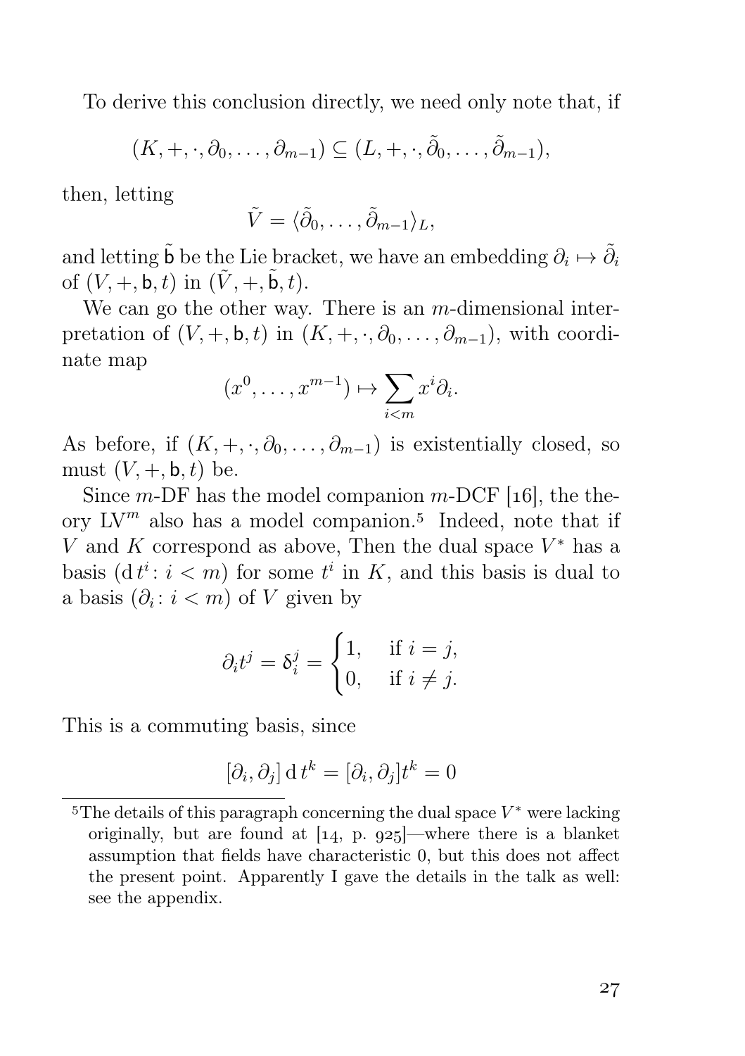To derive this conclusion directly, we need only note that, if

$$(K,+,\cdot,\partial_0,\dots,\partial_{m-1}) \subseteq (L,+,\cdot,\tilde{\partial}_0,\dots,\tilde{\partial}_{m-1}),$$

then, letting

$$\tilde{V} = \langle \tilde{\partial}_0,\dots,\tilde{\partial}_{m-1}\rangle_L,$$

and letting $\tilde{\mathsf{b}}$ be the Lie bracket, we have an embedding $\partial_i \mapsto \tilde{\partial}_i$ of $(V,+,\mathsf{b},t)$ in $(\tilde{V},+,\tilde{\mathsf{b}},t)$.

We can go the other way. There is an $m$-dimensional interpretation of $(V,+,\mathsf{b},t)$ in $(K,+,\cdot,\partial_0,\dots,\partial_{m-1})$, with coordinate map

$$(x^0,\dots,x^{m-1}) \mapsto \sum_{i<m} x^i\partial_i.$$

As before, if $(K,+,\cdot,\partial_0,\dots,\partial_{m-1})$ is existentially closed, so must $(V,+,\mathsf{b},t)$ be.

Since $m$-DF has the model companion $m$-DCF [16], the theory $\mathrm{LV}^m$ also has a model companion.[5] Indeed, note that if $V$ and $K$ correspond as above, Then the dual space $V^*$ has a basis $(\mathrm{d}\,t^i \colon i<m)$ for some $t^i$ in $K$, and this basis is dual to a basis $(\partial_i \colon i<m)$ of $V$ given by

$$\partial_i t^j = \delta_i^j = \begin{cases} 1, & \text{if } i=j,\\ 0, & \text{if } i\neq j.\end{cases}$$

This is a commuting basis, since

$$[\partial_i,\partial_j]\,\mathrm{d}\,t^k = [\partial_i,\partial_j]t^k = 0$$

[5] The details of this paragraph concerning the dual space $V^*$ were lacking originally, but are found at [14, p. 925]—where there is a blanket assumption that fields have characteristic 0, but this does not affect the present point. Apparently I gave the details in the talk as well: see the appendix.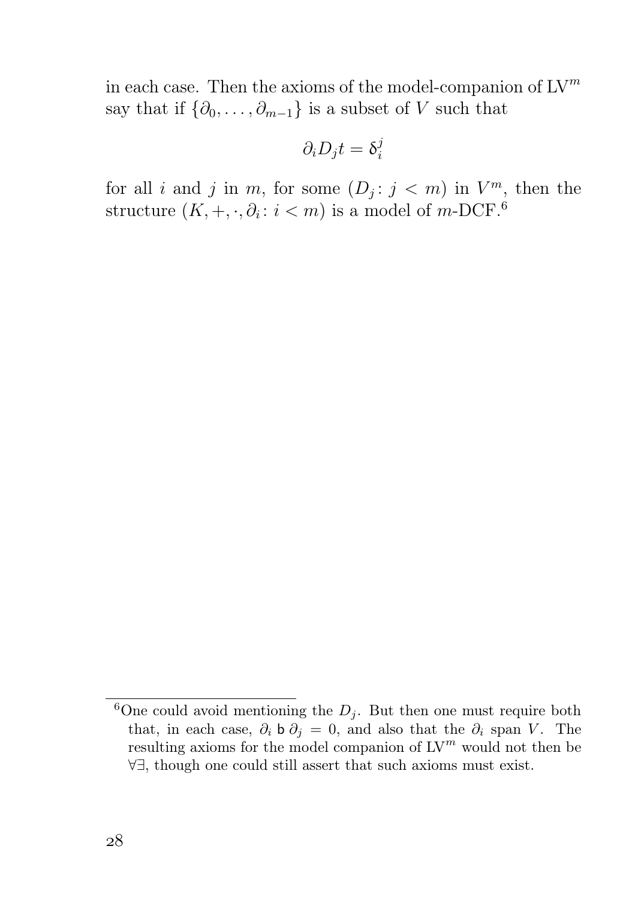in each case. Then the axioms of the model-companion of $\mathrm{LV}^m$ say that if $\{\partial_0, \dots, \partial_{m-1}\}$ is a subset of $V$ such that

$$\partial_i D_j t = \delta_i^j$$

for all $i$ and $j$ in $m$, for some $(D_j \colon j < m)$ in $V^m$, then the structure $(K, +, \cdot, \partial_i \colon i < m)$ is a model of $m$-DCF.[6]

---

[6] One could avoid mentioning the $D_j$. But then one must require both that, in each case, $\partial_i \mathsf{b}\, \partial_j = 0$, and also that the $\partial_i$ span $V$. The resulting axioms for the model companion of $\mathrm{LV}^m$ would not then be $\forall\exists$, though one could still assert that such axioms must exist.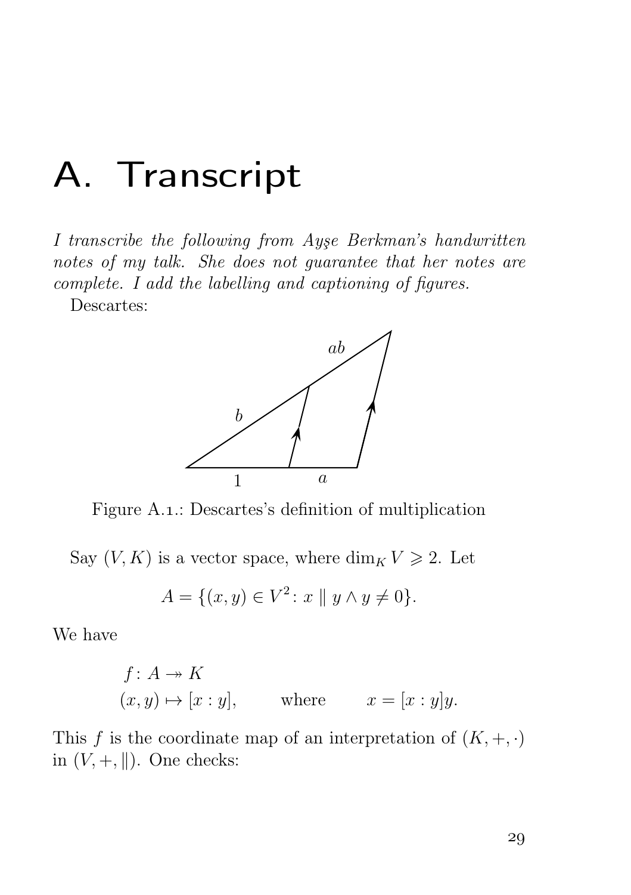# A. Transcript

*I transcribe the following from Ayşe Berkman's handwritten notes of my talk. She does not guarantee that her notes are complete. I add the labelling and captioning of figures.*

Descartes:

Figure A.1.: Descartes's definition of multiplication

Say $(V, K)$ is a vector space, where $\dim_K V \geqslant 2$. Let

$$A = \{(x, y) \in V^2 \colon x \parallel y \wedge y \neq 0\}.$$

We have

$$\begin{aligned} f \colon A &\twoheadrightarrow K \\ (x, y) &\mapsto [x : y], \qquad \text{where} \qquad x = [x : y]y. \end{aligned}$$

This $f$ is the coordinate map of an interpretation of $(K, +, \cdot)$ in $(V, +, \parallel)$. One checks: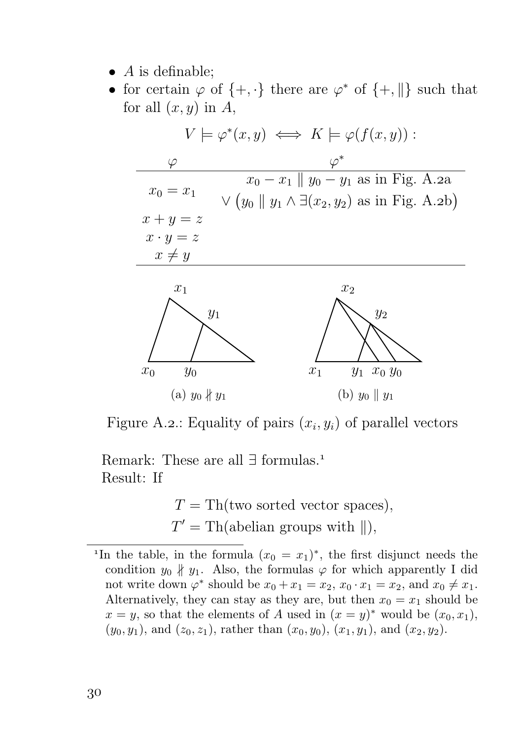- $A$ is definable;
- for certain $\varphi$ of $\{+,\cdot\}$ there are $\varphi^*$ of $\{+,\|\}$ such that for all $(x,y)$ in $A$,

$$V \models \varphi^*(x,y) \iff K \models \varphi(f(x,y)):$$

| $\varphi$ | $\varphi^*$ |
|---|---|
| $x_0 = x_1$ | $x_0 - x_1 \parallel y_0 - y_1$ as in Fig. A.2a $\vee \big(y_0 \parallel y_1 \wedge \exists (x_2, y_2)$ as in Fig. A.2b$\big)$ |
| $x + y = z$ | |
| $x \cdot y = z$ | |
| $x \neq y$ | |

(a) $y_0 \nparallel y_1$ (b) $y_0 \parallel y_1$

Figure A.2.: Equality of pairs $(x_i, y_i)$ of parallel vectors

Remark: These are all $\exists$ formulas.[1]
Result: If

$$T = \mathrm{Th}(\text{two sorted vector spaces}),$$
$$T' = \mathrm{Th}(\text{abelian groups with } \|),$$

[1] In the table, in the formula $(x_0 = x_1)^*$, the first disjunct needs the condition $y_0 \nparallel y_1$. Also, the formulas $\varphi$ for which apparently I did not write down $\varphi^*$ should be $x_0 + x_1 = x_2$, $x_0 \cdot x_1 = x_2$, and $x_0 \neq x_1$. Alternatively, they can stay as they are, but then $x_0 = x_1$ should be $x = y$, so that the elements of $A$ used in $(x = y)^*$ would be $(x_0, x_1)$, $(y_0, y_1)$, and $(z_0, z_1)$, rather than $(x_0, y_0)$, $(x_1, y_1)$, and $(x_2, y_2)$.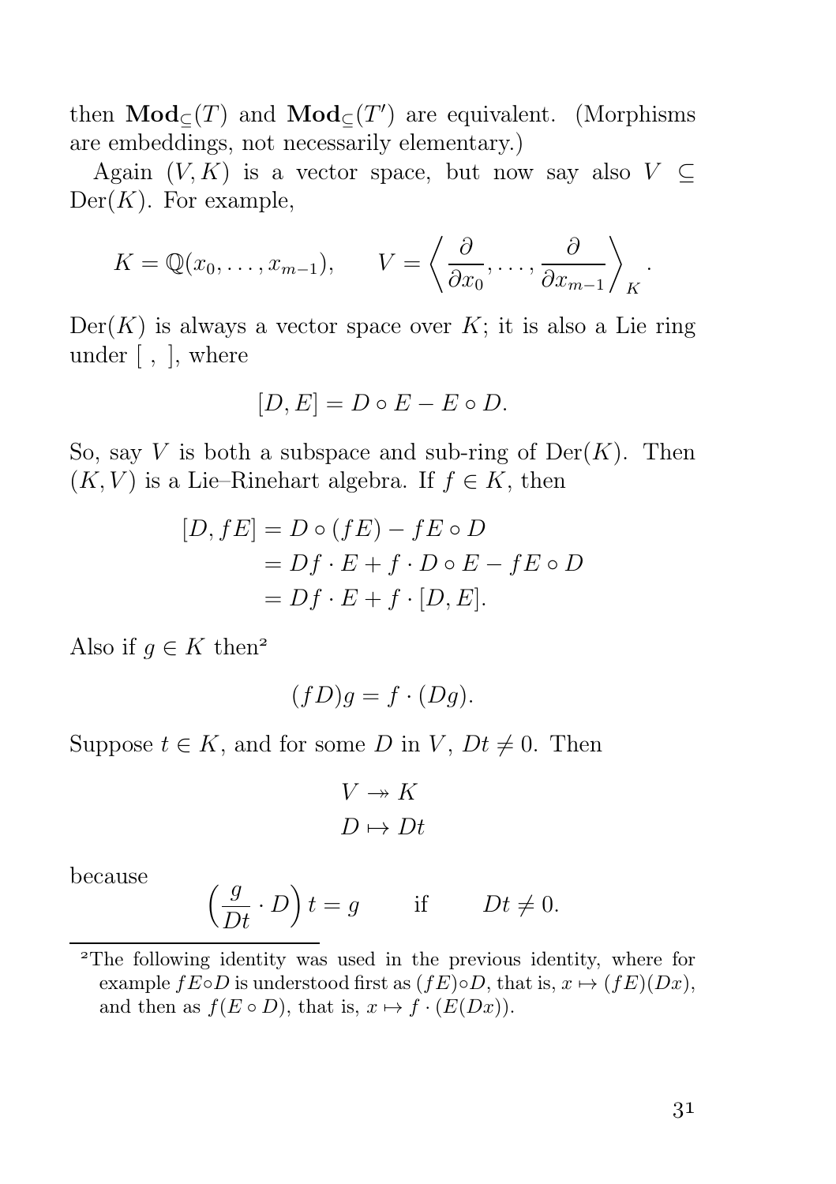then $\mathbf{Mod}_{\subseteq}(T)$ and $\mathbf{Mod}_{\subseteq}(T')$ are equivalent. (Morphisms are embeddings, not necessarily elementary.)

Again $(V, K)$ is a vector space, but now say also $V \subseteq \operatorname{Der}(K)$. For example,

$$K = \mathbb{Q}(x_0, \dots, x_{m-1}), \qquad V = \left\langle \frac{\partial}{\partial x_0}, \dots, \frac{\partial}{\partial x_{m-1}} \right\rangle_K.$$

$\operatorname{Der}(K)$ is always a vector space over $K$; it is also a Lie ring under $[\ ,\ ]$, where

$$[D, E] = D \circ E - E \circ D.$$

So, say $V$ is both a subspace and sub-ring of $\operatorname{Der}(K)$. Then $(K, V)$ is a Lie–Rinehart algebra. If $f \in K$, then

$$\begin{aligned}
[D, fE] &= D \circ (fE) - fE \circ D \\
&= Df \cdot E + f \cdot D \circ E - fE \circ D \\
&= Df \cdot E + f \cdot [D, E].
\end{aligned}$$

Also if $g \in K$ then[2]

$$(fD)g = f \cdot (Dg).$$

Suppose $t \in K$, and for some $D$ in $V$, $Dt \neq 0$. Then

$$\begin{aligned}
V &\twoheadrightarrow K \\
D &\mapsto Dt
\end{aligned}$$

because

$$\left(\frac{g}{Dt} \cdot D\right) t = g \qquad \text{if} \qquad Dt \neq 0.$$

---

[2] The following identity was used in the previous identity, where for example $fE \circ D$ is understood first as $(fE) \circ D$, that is, $x \mapsto (fE)(Dx)$, and then as $f(E \circ D)$, that is, $x \mapsto f \cdot (E(Dx))$.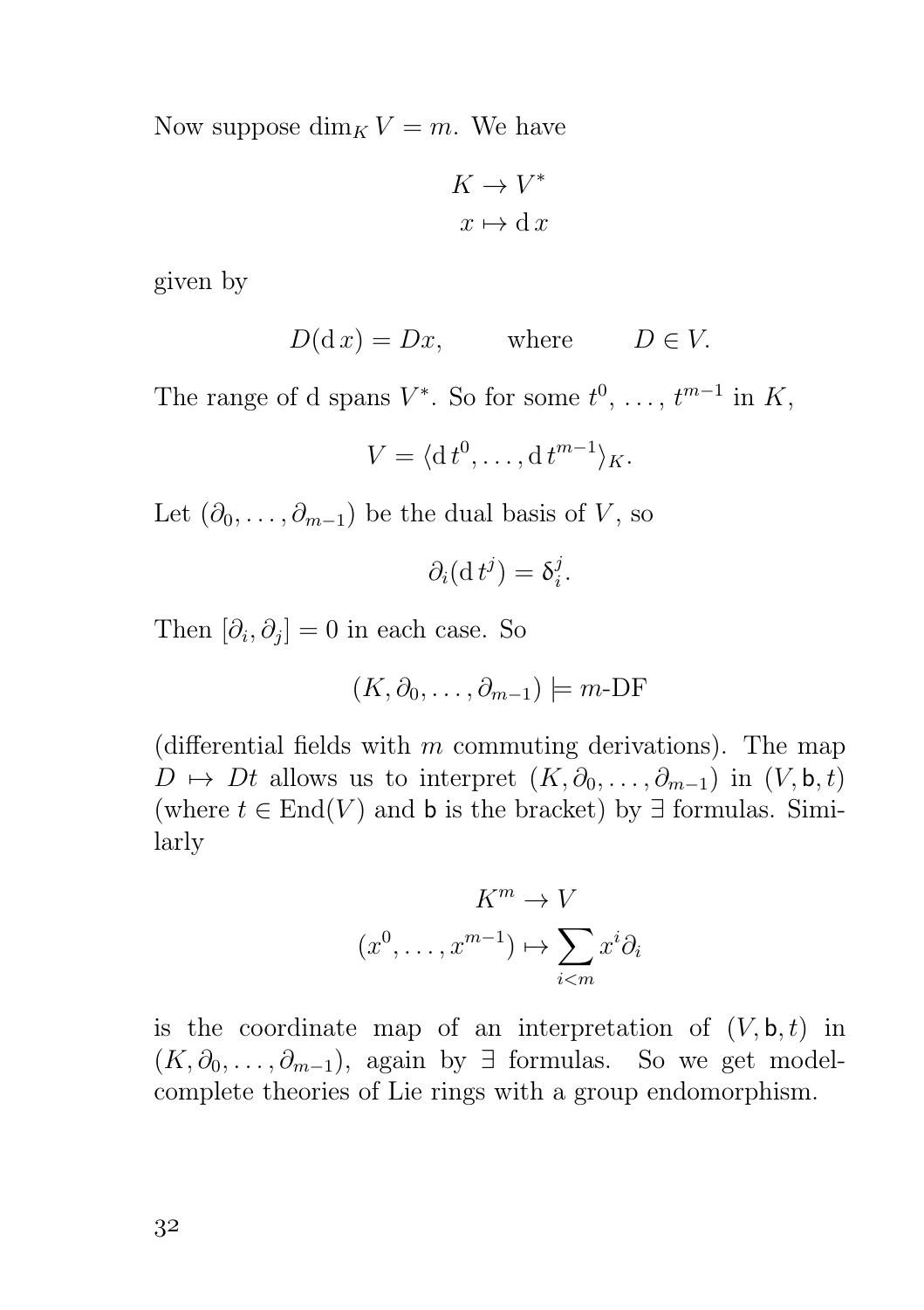Now suppose $\dim_K V = m$. We have

$$\begin{aligned} K &\to V^* \\ x &\mapsto \mathrm{d}\, x \end{aligned}$$

given by

$$D(\mathrm{d}\, x) = Dx, \qquad \text{where} \qquad D \in V.$$

The range of d spans $V^*$. So for some $t^0, \ldots, t^{m-1}$ in $K$,

$$V = \langle \mathrm{d}\, t^0, \ldots, \mathrm{d}\, t^{m-1} \rangle_K.$$

Let $(\partial_0, \ldots, \partial_{m-1})$ be the dual basis of $V$, so

$$\partial_i(\mathrm{d}\, t^j) = \delta_i^j.$$

Then $[\partial_i, \partial_j] = 0$ in each case. So

$$(K, \partial_0, \ldots, \partial_{m-1}) \models m\text{-DF}$$

(differential fields with $m$ commuting derivations). The map $D \mapsto Dt$ allows us to interpret $(K, \partial_0, \ldots, \partial_{m-1})$ in $(V, \mathsf{b}, t)$ (where $t \in \mathrm{End}(V)$ and $\mathsf{b}$ is the bracket) by $\exists$ formulas. Similarly

$$\begin{aligned} K^m &\to V \\ (x^0, \ldots, x^{m-1}) &\mapsto \sum_{i<m} x^i \partial_i \end{aligned}$$

is the coordinate map of an interpretation of $(V, \mathsf{b}, t)$ in $(K, \partial_0, \ldots, \partial_{m-1})$, again by $\exists$ formulas. So we get model-complete theories of Lie rings with a group endomorphism.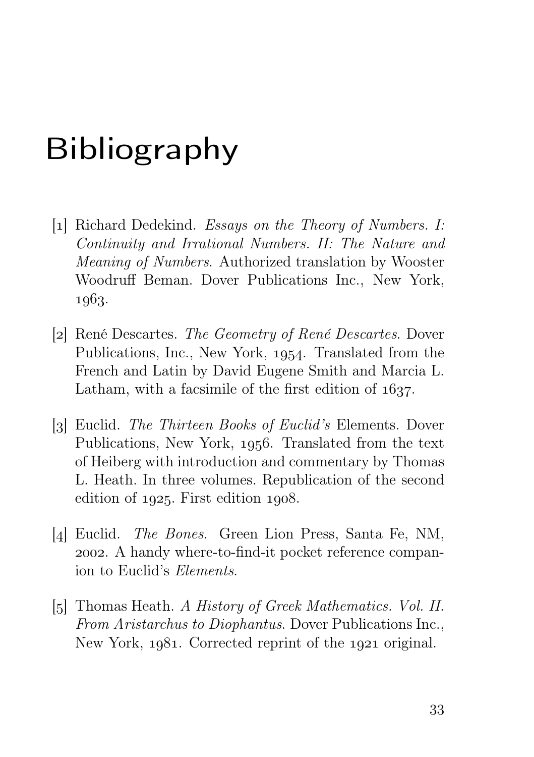# Bibliography

[1] Richard Dedekind. *Essays on the Theory of Numbers. I: Continuity and Irrational Numbers. II: The Nature and Meaning of Numbers.* Authorized translation by Wooster Woodruff Beman. Dover Publications Inc., New York, 1963.

[2] René Descartes. *The Geometry of René Descartes.* Dover Publications, Inc., New York, 1954. Translated from the French and Latin by David Eugene Smith and Marcia L. Latham, with a facsimile of the first edition of 1637.

[3] Euclid. *The Thirteen Books of Euclid's* Elements. Dover Publications, New York, 1956. Translated from the text of Heiberg with introduction and commentary by Thomas L. Heath. In three volumes. Republication of the second edition of 1925. First edition 1908.

[4] Euclid. *The Bones.* Green Lion Press, Santa Fe, NM, 2002. A handy where-to-find-it pocket reference companion to Euclid's *Elements*.

[5] Thomas Heath. *A History of Greek Mathematics. Vol. II. From Aristarchus to Diophantus.* Dover Publications Inc., New York, 1981. Corrected reprint of the 1921 original.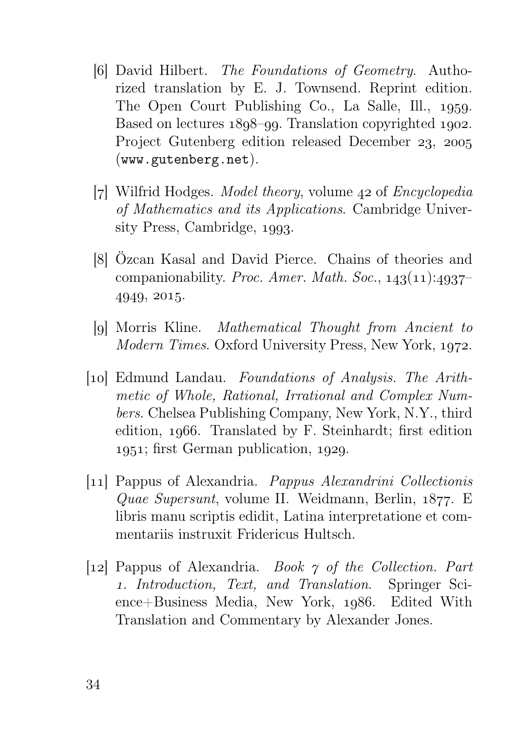[6] David Hilbert. *The Foundations of Geometry*. Authorized translation by E. J. Townsend. Reprint edition. The Open Court Publishing Co., La Salle, Ill., 1959. Based on lectures 1898–99. Translation copyrighted 1902. Project Gutenberg edition released December 23, 2005 (`www.gutenberg.net`).

[7] Wilfrid Hodges. *Model theory*, volume 42 of *Encyclopedia of Mathematics and its Applications*. Cambridge University Press, Cambridge, 1993.

[8] Özcan Kasal and David Pierce. Chains of theories and companionability. *Proc. Amer. Math. Soc.*, 143(11):4937–4949, 2015.

[9] Morris Kline. *Mathematical Thought from Ancient to Modern Times*. Oxford University Press, New York, 1972.

[10] Edmund Landau. *Foundations of Analysis. The Arithmetic of Whole, Rational, Irrational and Complex Numbers*. Chelsea Publishing Company, New York, N.Y., third edition, 1966. Translated by F. Steinhardt; first edition 1951; first German publication, 1929.

[11] Pappus of Alexandria. *Pappus Alexandrini Collectionis Quae Supersunt*, volume II. Weidmann, Berlin, 1877. E libris manu scriptis edidit, Latina interpretatione et commentariis instruxit Fridericus Hultsch.

[12] Pappus of Alexandria. *Book 7 of the Collection. Part 1. Introduction, Text, and Translation*. Springer Science+Business Media, New York, 1986. Edited With Translation and Commentary by Alexander Jones.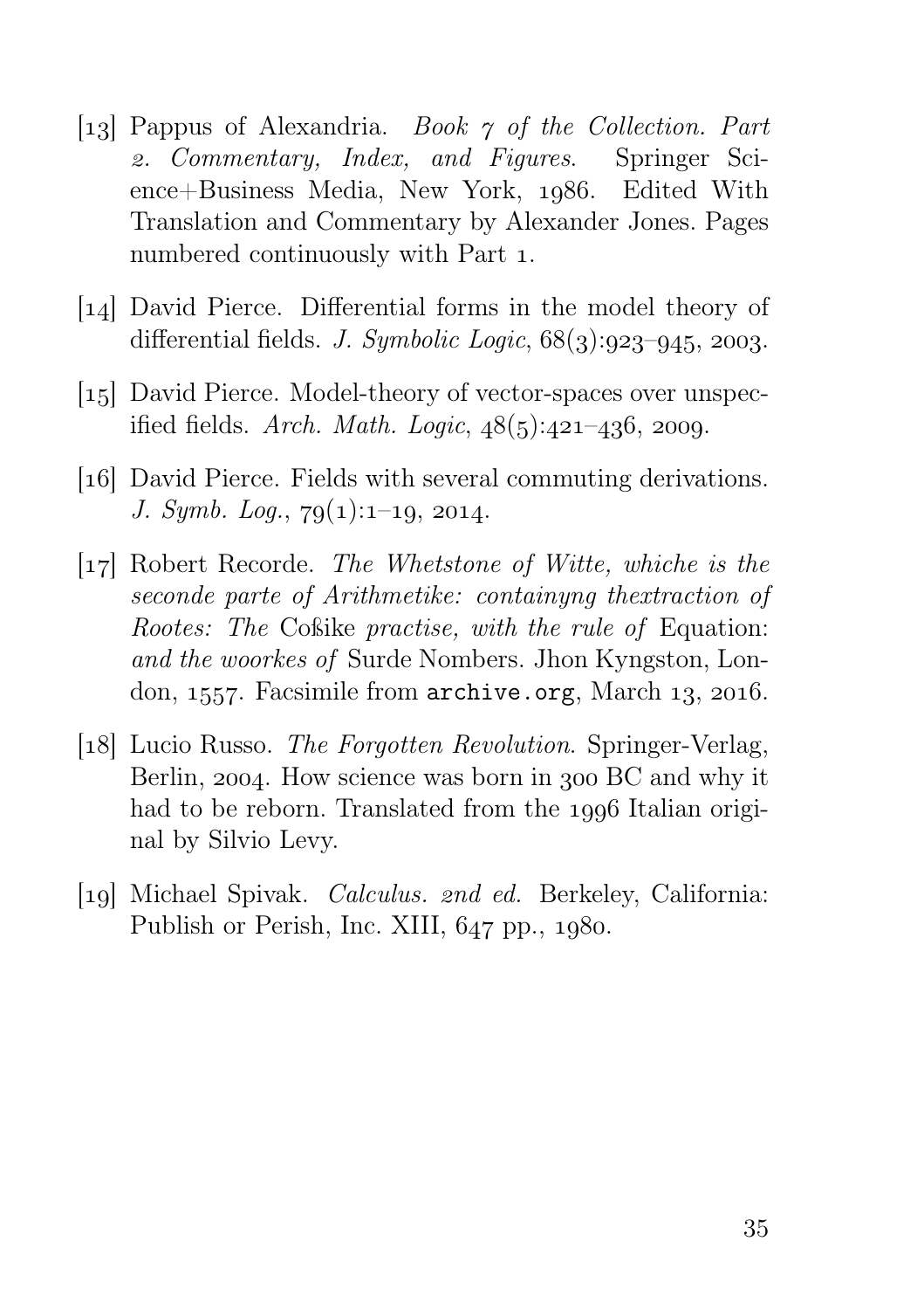[13] Pappus of Alexandria. *Book 7 of the Collection. Part 2. Commentary, Index, and Figures*. Springer Science+Business Media, New York, 1986. Edited With Translation and Commentary by Alexander Jones. Pages numbered continuously with Part 1.

[14] David Pierce. Differential forms in the model theory of differential fields. *J. Symbolic Logic*, 68(3):923–945, 2003.

[15] David Pierce. Model-theory of vector-spaces over unspecified fields. *Arch. Math. Logic*, 48(5):421–436, 2009.

[16] David Pierce. Fields with several commuting derivations. *J. Symb. Log.*, 79(1):1–19, 2014.

[17] Robert Recorde. *The Whetstone of Witte, whiche is the seconde parte of Arithmetike: containyng thextraction of Rootes: The* Coßike *practise, with the rule of* Equation: *and the woorkes of* Surde Nombers. Jhon Kyngston, London, 1557. Facsimile from `archive.org`, March 13, 2016.

[18] Lucio Russo. *The Forgotten Revolution*. Springer-Verlag, Berlin, 2004. How science was born in 300 BC and why it had to be reborn. Translated from the 1996 Italian original by Silvio Levy.

[19] Michael Spivak. *Calculus. 2nd ed.* Berkeley, California: Publish or Perish, Inc. XIII, 647 pp., 1980.